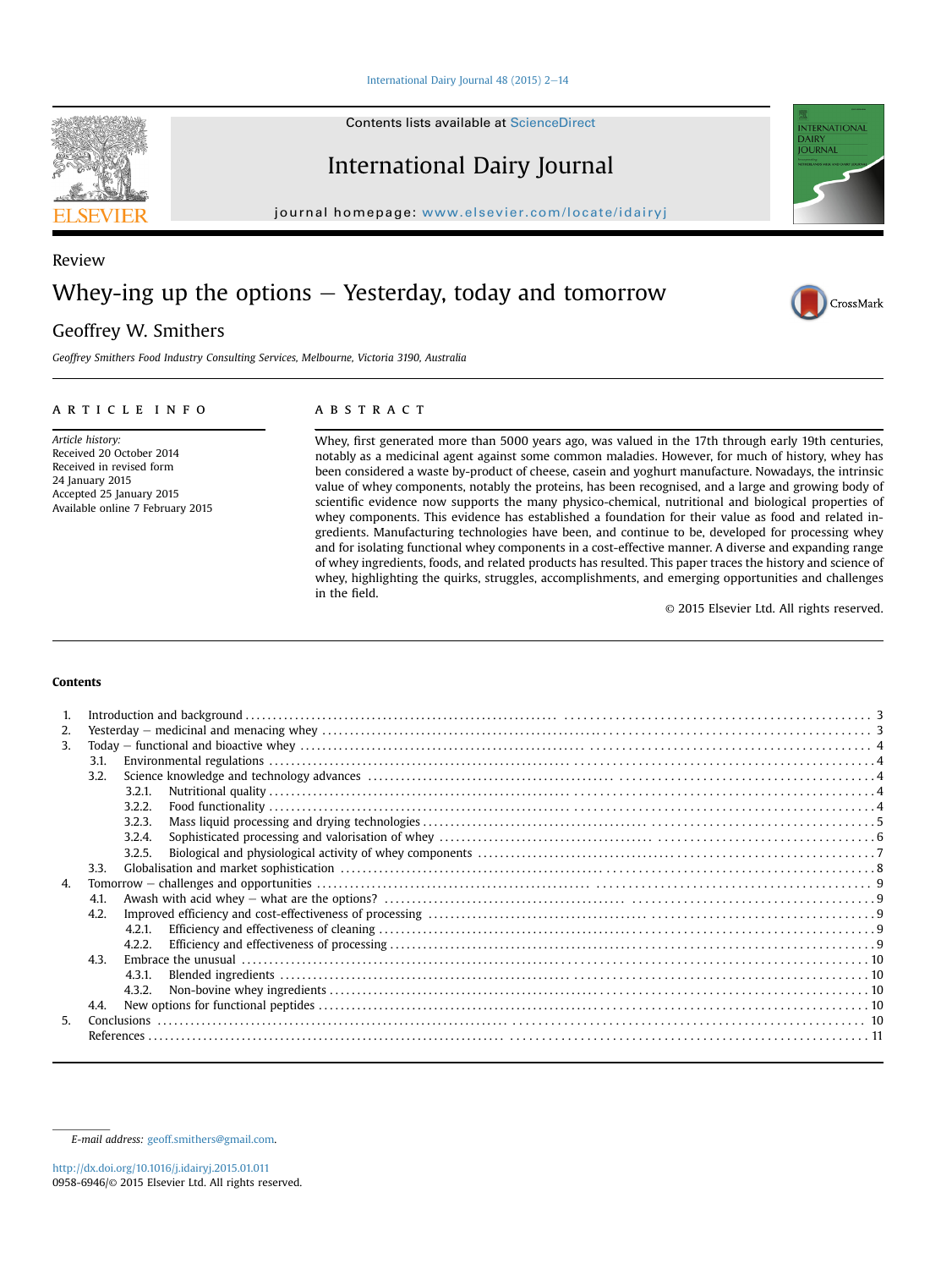Contents lists available at ScienceDirect

International Dairy Journal

journal homepage: www.elsevier.com/locate/idairyj

Review

# Whey-ing up the options − Yesterday, today and tomorrow

Geoffrey W. Smithers

*Geoffrey Smithers Food Industry Consulting Services, Melbourne, Victoria 3190, Australia*

## ARTICLE INFO

*Article history:*
Received 20 October 2014
Received in revised form
24 January 2015
Accepted 25 January 2015
Available online 7 February 2015

## ABSTRACT

Whey, first generated more than 5000 years ago, was valued in the 17th through early 19th centuries, notably as a medicinal agent against some common maladies. However, for much of history, whey has been considered a waste by-product of cheese, casein and yoghurt manufacture. Nowadays, the intrinsic value of whey components, notably the proteins, has been recognised, and a large and growing body of scientific evidence now supports the many physico-chemical, nutritional and biological properties of whey components. This evidence has established a foundation for their value as food and related ingredients. Manufacturing technologies have been, and continue to be, developed for processing whey and for isolating functional whey components in a cost-effective manner. A diverse and expanding range of whey ingredients, foods, and related products has resulted. This paper traces the history and science of whey, highlighting the quirks, struggles, accomplishments, and emerging opportunities and challenges in the field.

© 2015 Elsevier Ltd. All rights reserved.

**Contents**

1. Introduction and background . . . . . 3
2. Yesterday − medicinal and menacing whey . . . . . 3
3. Today − functional and bioactive whey . . . . . 4
   - 3.1. Environmental regulations . . . . . 4
   - 3.2. Science knowledge and technology advances . . . . . 4
     - 3.2.1. Nutritional quality . . . . . 4
     - 3.2.2. Food functionality . . . . . 4
     - 3.2.3. Mass liquid processing and drying technologies . . . . . 5
     - 3.2.4. Sophisticated processing and valorisation of whey . . . . . 6
     - 3.2.5. Biological and physiological activity of whey components . . . . . 7
   - 3.3. Globalisation and market sophistication . . . . . 8
4. Tomorrow − challenges and opportunities . . . . . 9
   - 4.1. Awash with acid whey − what are the options? . . . . . 9
   - 4.2. Improved efficiency and cost-effectiveness of processing . . . . . 9
     - 4.2.1. Efficiency and effectiveness of cleaning . . . . . 9
     - 4.2.2. Efficiency and effectiveness of processing . . . . . 9
   - 4.3. Embrace the unusual . . . . . 10
     - 4.3.1. Blended ingredients . . . . . 10
     - 4.3.2. Non-bovine whey ingredients . . . . . 10
   - 4.4. New options for functional peptides . . . . . 10
5. Conclusions . . . . . 10

References . . . . . 11

E-mail address: geoff.smithers@gmail.com.

http://dx.doi.org/10.1016/j.idairyj.2015.01.011
0958-6946/© 2015 Elsevier Ltd. All rights reserved.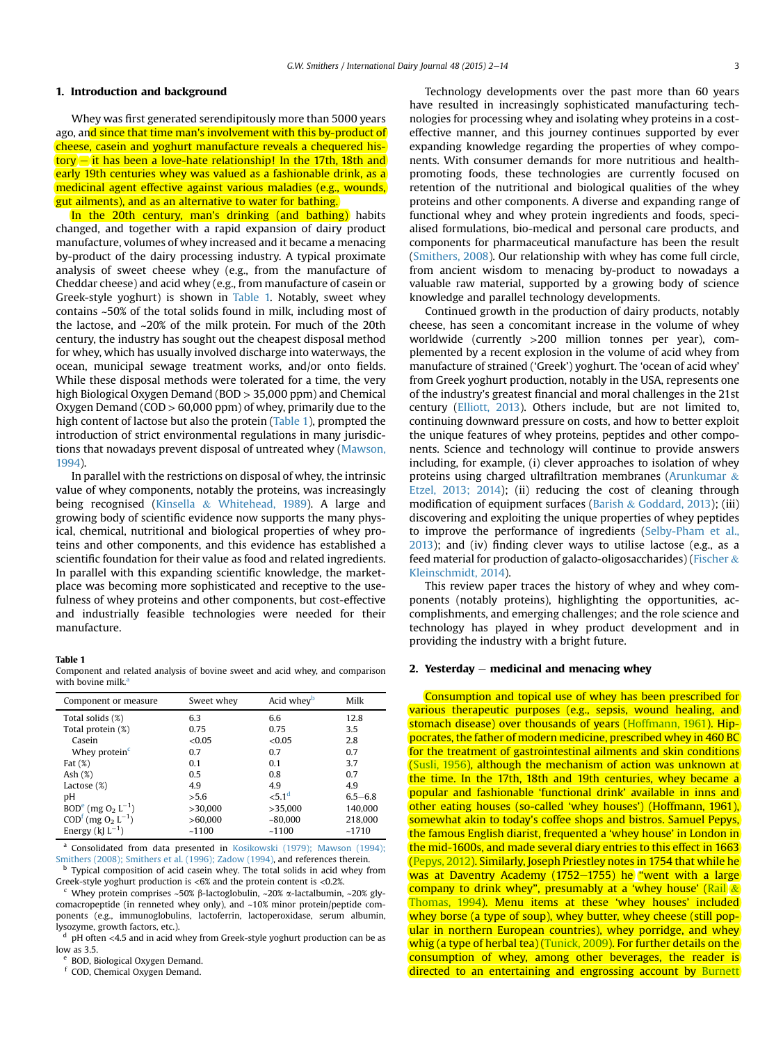## 1. Introduction and background

Whey was first generated serendipitously more than 5000 years ago, and since that time man's involvement with this by-product of cheese, casein and yoghurt manufacture reveals a chequered history – it has been a love-hate relationship! In the 17th, 18th and early 19th centuries whey was valued as a fashionable drink, as a medicinal agent effective against various maladies (e.g., wounds, gut ailments), and as an alternative to water for bathing.

In the 20th century, man's drinking (and bathing) habits changed, and together with a rapid expansion of dairy product manufacture, volumes of whey increased and it became a menacing by-product of the dairy processing industry. A typical proximate analysis of sweet cheese whey (e.g., from the manufacture of Cheddar cheese) and acid whey (e.g., from manufacture of casein or Greek-style yoghurt) is shown in Table 1. Notably, sweet whey contains ~50% of the total solids found in milk, including most of the lactose, and ~20% of the milk protein. For much of the 20th century, the industry has sought out the cheapest disposal method for whey, which has usually involved discharge into waterways, the ocean, municipal sewage treatment works, and/or onto fields. While these disposal methods were tolerated for a time, the very high Biological Oxygen Demand (BOD > 35,000 ppm) and Chemical Oxygen Demand (COD > 60,000 ppm) of whey, primarily due to the high content of lactose but also the protein (Table 1), prompted the introduction of strict environmental regulations in many jurisdictions that nowadays prevent disposal of untreated whey (Mawson, 1994).

In parallel with the restrictions on disposal of whey, the intrinsic value of whey components, notably the proteins, was increasingly being recognised (Kinsella & Whitehead, 1989). A large and growing body of scientific evidence now supports the many physical, chemical, nutritional and biological properties of whey proteins and other components, and this evidence has established a scientific foundation for their value as food and related ingredients. In parallel with this expanding scientific knowledge, the marketplace was becoming more sophisticated and receptive to the usefulness of whey proteins and other components, but cost-effective and industrially feasible technologies were needed for their manufacture.

**Table 1**
Component and related analysis of bovine sweet and acid whey, and comparison with bovine milk.[a]

| Component or measure | Sweet whey | Acid whey[b] | Milk |
|---|---|---|---|
| Total solids (%) | 6.3 | 6.6 | 12.8 |
| Total protein (%) | 0.75 | 0.75 | 3.5 |
| Casein | <0.05 | <0.05 | 2.8 |
| Whey protein[c] | 0.7 | 0.7 | 0.7 |
| Fat (%) | 0.1 | 0.1 | 3.7 |
| Ash (%) | 0.5 | 0.8 | 0.7 |
| Lactose (%) | 4.9 | 4.9 | 4.9 |
| pH | >5.6 | <5.1[d] | 6.5–6.8 |
| BOD[e] (mg $O_2$ $L^{-1}$) | >30,000 | >35,000 | 140,000 |
| COD[f] (mg $O_2$ $L^{-1}$) | >60,000 | ~80,000 | 218,000 |
| Energy (kJ $L^{-1}$) | ~1100 | ~1100 | ~1710 |

[a] Consolidated from data presented in Kosikowski (1979); Mawson (1994); Smithers (2008); Smithers et al. (1996); Zadow (1994), and references therein.
[b] Typical composition of acid casein whey. The total solids in acid whey from Greek-style yoghurt production is <6% and the protein content is <0.2%.
[c] Whey protein comprises ~50% β-lactoglobulin, ~20% α-lactalbumin, ~20% glycomacropeptide (in renneted whey only), and ~10% minor protein/peptide components (e.g., immunoglobulins, lactoferrin, lactoperoxidase, serum albumin, lysozyme, growth factors, etc.).
[d] pH often <4.5 and in acid whey from Greek-style yoghurt production can be as low as 3.5.
[e] BOD, Biological Oxygen Demand.
[f] COD, Chemical Oxygen Demand.

Technology developments over the past more than 60 years have resulted in increasingly sophisticated manufacturing technologies for processing whey and isolating whey proteins in a cost-effective manner, and this journey continues supported by ever expanding knowledge regarding the properties of whey components. With consumer demands for more nutritious and health-promoting foods, these technologies are currently focused on retention of the nutritional and biological qualities of the whey proteins and other components. A diverse and expanding range of functional whey and whey protein ingredients and foods, specialised formulations, bio-medical and personal care products, and components for pharmaceutical manufacture has been the result (Smithers, 2008). Our relationship with whey has come full circle, from ancient wisdom to menacing by-product to nowadays a valuable raw material, supported by a growing body of science knowledge and parallel technology developments.

Continued growth in the production of dairy products, notably cheese, has seen a concomitant increase in the volume of whey worldwide (currently >200 million tonnes per year), complemented by a recent explosion in the volume of acid whey from manufacture of strained ('Greek') yoghurt. The 'ocean of acid whey' from Greek yoghurt production, notably in the USA, represents one of the industry's greatest financial and moral challenges in the 21st century (Elliott, 2013). Others include, but are not limited to, continuing downward pressure on costs, and how to better exploit the unique features of whey proteins, peptides and other components. Science and technology will continue to provide answers including, for example, (i) clever approaches to isolation of whey proteins using charged ultrafiltration membranes (Arunkumar & Etzel, 2013; 2014); (ii) reducing the cost of cleaning through modification of equipment surfaces (Barish & Goddard, 2013); (iii) discovering and exploiting the unique properties of whey peptides to improve the performance of ingredients (Selby-Pham et al., 2013); and (iv) finding clever ways to utilise lactose (e.g., as a feed material for production of galacto-oligosaccharides) (Fischer & Kleinschmidt, 2014).

This review paper traces the history of whey and whey components (notably proteins), highlighting the opportunities, accomplishments, and emerging challenges; and the role science and technology has played in whey product development and in providing the industry with a bright future.

## 2. Yesterday – medicinal and menacing whey

Consumption and topical use of whey has been prescribed for various therapeutic purposes (e.g., sepsis, wound healing, and stomach disease) over thousands of years (Hoffmann, 1961). Hippocrates, the father of modern medicine, prescribed whey in 460 BC for the treatment of gastrointestinal ailments and skin conditions (Susli, 1956), although the mechanism of action was unknown at the time. In the 17th, 18th and 19th centuries, whey became a popular and fashionable 'functional drink' available in inns and other eating houses (so-called 'whey houses') (Hoffmann, 1961), somewhat akin to today's coffee shops and bistros. Samuel Pepys, the famous English diarist, frequented a 'whey house' in London in the mid-1600s, and made several diary entries to this effect in 1663 (Pepys, 2012). Similarly, Joseph Priestley notes in 1754 that while he was at Daventry Academy (1752–1755) he "went with a large company to drink whey", presumably at a 'whey house' (Rail & Thomas, 1994). Menu items at these 'whey houses' included whey borse (a type of soup), whey butter, whey cheese (still popular in northern European countries), whey porridge, and whey whig (a type of herbal tea) (Tunick, 2009). For further details on the consumption of whey, among other beverages, the reader is directed to an entertaining and engrossing account by Burnett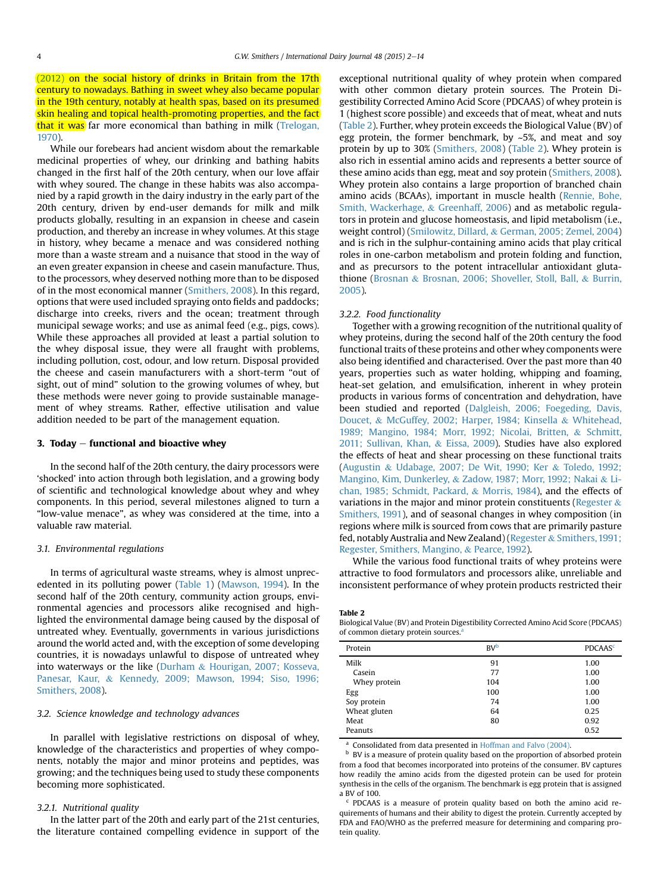(2012) on the social history of drinks in Britain from the 17th century to nowadays. Bathing in sweet whey also became popular in the 19th century, notably at health spas, based on its presumed skin healing and topical health-promoting properties, and the fact that it was far more economical than bathing in milk (Trelogan, 1970).

While our forebears had ancient wisdom about the remarkable medicinal properties of whey, our drinking and bathing habits changed in the first half of the 20th century, when our love affair with whey soured. The change in these habits was also accompanied by a rapid growth in the dairy industry in the early part of the 20th century, driven by end-user demands for milk and milk products globally, resulting in an expansion in cheese and casein production, and thereby an increase in whey volumes. At this stage in history, whey became a menace and was considered nothing more than a waste stream and a nuisance that stood in the way of an even greater expansion in cheese and casein manufacture. Thus, to the processors, whey deserved nothing more than to be disposed of in the most economical manner (Smithers, 2008). In this regard, options that were used included spraying onto fields and paddocks; discharge into creeks, rivers and the ocean; treatment through municipal sewage works; and use as animal feed (e.g., pigs, cows). While these approaches all provided at least a partial solution to the whey disposal issue, they were all fraught with problems, including pollution, cost, odour, and low return. Disposal provided the cheese and casein manufacturers with a short-term "out of sight, out of mind" solution to the growing volumes of whey, but these methods were never going to provide sustainable management of whey streams. Rather, effective utilisation and value addition needed to be part of the management equation.

## 3. Today – functional and bioactive whey

In the second half of the 20th century, the dairy processors were 'shocked' into action through both legislation, and a growing body of scientific and technological knowledge about whey and whey components. In this period, several milestones aligned to turn a "low-value menace", as whey was considered at the time, into a valuable raw material.

### 3.1. Environmental regulations

In terms of agricultural waste streams, whey is almost unprecedented in its polluting power (Table 1) (Mawson, 1994). In the second half of the 20th century, community action groups, environmental agencies and processors alike recognised and highlighted the environmental damage being caused by the disposal of untreated whey. Eventually, governments in various jurisdictions around the world acted and, with the exception of some developing countries, it is nowadays unlawful to dispose of untreated whey into waterways or the like (Durham & Hourigan, 2007; Kosseva, Panesar, Kaur, & Kennedy, 2009; Mawson, 1994; Siso, 1996; Smithers, 2008).

### 3.2. Science knowledge and technology advances

In parallel with legislative restrictions on disposal of whey, knowledge of the characteristics and properties of whey components, notably the major and minor proteins and peptides, was growing; and the techniques being used to study these components becoming more sophisticated.

#### 3.2.1. Nutritional quality

In the latter part of the 20th and early part of the 21st centuries, the literature contained compelling evidence in support of the exceptional nutritional quality of whey protein when compared with other common dietary protein sources. The Protein Digestibility Corrected Amino Acid Score (PDCAAS) of whey protein is 1 (highest score possible) and exceeds that of meat, wheat and nuts (Table 2). Further, whey protein exceeds the Biological Value (BV) of egg protein, the former benchmark, by ~5%, and meat and soy protein by up to 30% (Smithers, 2008) (Table 2). Whey protein is also rich in essential amino acids and represents a better source of these amino acids than egg, meat and soy protein (Smithers, 2008). Whey protein also contains a large proportion of branched chain amino acids (BCAAs), important in muscle health (Rennie, Bohe, Smith, Wackerhage, & Greenhaff, 2006) and as metabolic regulators in protein and glucose homeostasis, and lipid metabolism (i.e., weight control) (Smilowitz, Dillard, & German, 2005; Zemel, 2004) and is rich in the sulphur-containing amino acids that play critical roles in one-carbon metabolism and protein folding and function, and as precursors to the potent intracellular antioxidant glutathione (Brosnan & Brosnan, 2006; Shoveller, Stoll, Ball, & Burrin, 2005).

#### 3.2.2. Food functionality

Together with a growing recognition of the nutritional quality of whey proteins, during the second half of the 20th century the food functional traits of these proteins and other whey components were also being identified and characterised. Over the past more than 40 years, properties such as water holding, whipping and foaming, heat-set gelation, and emulsification, inherent in whey protein products in various forms of concentration and dehydration, have been studied and reported (Dalgleish, 2006; Foegeding, Davis, Doucet, & McGuffey, 2002; Harper, 1984; Kinsella & Whitehead, 1989; Mangino, 1984; Morr, 1992; Nicolai, Britten, & Schmitt, 2011; Sullivan, Khan, & Eissa, 2009). Studies have also explored the effects of heat and shear processing on these functional traits (Augustin & Udabage, 2007; De Wit, 1990; Ker & Toledo, 1992; Mangino, Kim, Dunkerley, & Zadow, 1987; Morr, 1992; Nakai & Li-chan, 1985; Schmidt, Packard, & Morris, 1984), and the effects of variations in the major and minor protein constituents (Regester & Smithers, 1991), and of seasonal changes in whey composition (in regions where milk is sourced from cows that are primarily pasture fed, notably Australia and New Zealand) (Regester & Smithers, 1991; Regester, Smithers, Mangino, & Pearce, 1992).

While the various food functional traits of whey proteins were attractive to food formulators and processors alike, unreliable and inconsistent performance of whey protein products restricted their

**Table 2**
Biological Value (BV) and Protein Digestibility Corrected Amino Acid Score (PDCAAS) of common dietary protein sources.[a]

| Protein | BV[b] | PDCAAS[c] |
|---|---|---|
| Milk | 91 | 1.00 |
| Casein | 77 | 1.00 |
| Whey protein | 104 | 1.00 |
| Egg | 100 | 1.00 |
| Soy protein | 74 | 1.00 |
| Wheat gluten | 64 | 0.25 |
| Meat | 80 | 0.92 |
| Peanuts | | 0.52 |

[a] Consolidated from data presented in Hoffman and Falvo (2004).

[b] BV is a measure of protein quality based on the proportion of absorbed protein from a food that becomes incorporated into proteins of the consumer. BV captures how readily the amino acids from the digested protein can be used for protein synthesis in the cells of the organism. The benchmark is egg protein that is assigned a BV of 100.

[c] PDCAAS is a measure of protein quality based on both the amino acid requirements of humans and their ability to digest the protein. Currently accepted by FDA and FAO/WHO as the preferred measure for determining and comparing protein quality.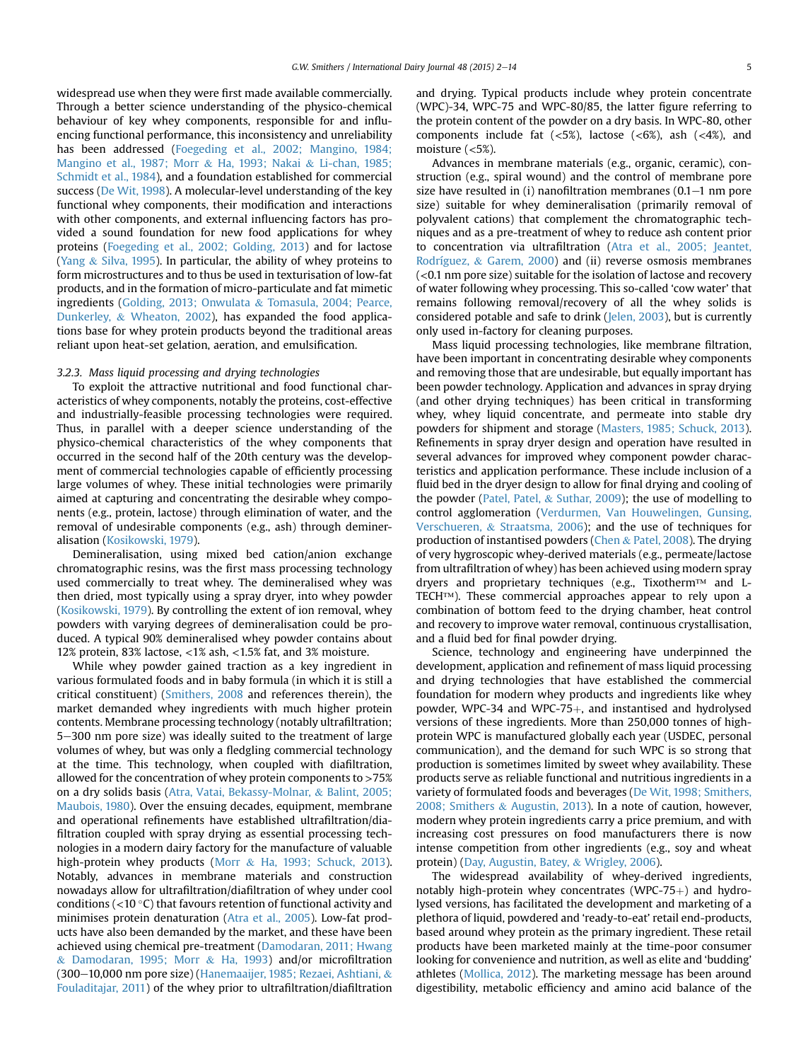widespread use when they were first made available commercially. Through a better science understanding of the physico-chemical behaviour of key whey components, responsible for and influencing functional performance, this inconsistency and unreliability has been addressed (Foegeding et al., 2002; Mangino, 1984; Mangino et al., 1987; Morr & Ha, 1993; Nakai & Li-chan, 1985; Schmidt et al., 1984), and a foundation established for commercial success (De Wit, 1998). A molecular-level understanding of the key functional whey components, their modification and interactions with other components, and external influencing factors has provided a sound foundation for new food applications for whey proteins (Foegeding et al., 2002; Golding, 2013) and for lactose (Yang & Silva, 1995). In particular, the ability of whey proteins to form microstructures and to thus be used in texturisation of low-fat products, and in the formation of micro-particulate and fat mimetic ingredients (Golding, 2013; Onwulata & Tomasula, 2004; Pearce, Dunkerley, & Wheaton, 2002), has expanded the food applications base for whey protein products beyond the traditional areas reliant upon heat-set gelation, aeration, and emulsification.

### 3.2.3. Mass liquid processing and drying technologies

To exploit the attractive nutritional and food functional characteristics of whey components, notably the proteins, cost-effective and industrially-feasible processing technologies were required. Thus, in parallel with a deeper science understanding of the physico-chemical characteristics of the whey components that occurred in the second half of the 20th century was the development of commercial technologies capable of efficiently processing large volumes of whey. These initial technologies were primarily aimed at capturing and concentrating the desirable whey components (e.g., protein, lactose) through elimination of water, and the removal of undesirable components (e.g., ash) through demineralisation (Kosikowski, 1979).

Demineralisation, using mixed bed cation/anion exchange chromatographic resins, was the first mass processing technology used commercially to treat whey. The demineralised whey was then dried, most typically using a spray dryer, into whey powder (Kosikowski, 1979). By controlling the extent of ion removal, whey powders with varying degrees of demineralisation could be produced. A typical 90% demineralised whey powder contains about 12% protein, 83% lactose, <1% ash, <1.5% fat, and 3% moisture.

While whey powder gained traction as a key ingredient in various formulated foods and in baby formula (in which it is still a critical constituent) (Smithers, 2008 and references therein), the market demanded whey ingredients with much higher protein contents. Membrane processing technology (notably ultrafiltration; 5–300 nm pore size) was ideally suited to the treatment of large volumes of whey, but was only a fledgling commercial technology at the time. This technology, when coupled with diafiltration, allowed for the concentration of whey protein components to >75% on a dry solids basis (Atra, Vatai, Bekassy-Molnar, & Balint, 2005; Maubois, 1980). Over the ensuing decades, equipment, membrane and operational refinements have established ultrafiltration/diafiltration coupled with spray drying as essential processing technologies in a modern dairy factory for the manufacture of valuable high-protein whey products (Morr & Ha, 1993; Schuck, 2013). Notably, advances in membrane materials and construction nowadays allow for ultrafiltration/diafiltration of whey under cool conditions (<10 °C) that favours retention of functional activity and minimises protein denaturation (Atra et al., 2005). Low-fat products have also been demanded by the market, and these have been achieved using chemical pre-treatment (Damodaran, 2011; Hwang & Damodaran, 1995; Morr & Ha, 1993) and/or microfiltration (300–10,000 nm pore size) (Hanemaaijer, 1985; Rezaei, Ashtiani, & Fouladitajar, 2011) of the whey prior to ultrafiltration/diafiltration and drying. Typical products include whey protein concentrate (WPC)-34, WPC-75 and WPC-80/85, the latter figure referring to the protein content of the powder on a dry basis. In WPC-80, other components include fat (<5%), lactose (<6%), ash (<4%), and moisture (<5%).

Advances in membrane materials (e.g., organic, ceramic), construction (e.g., spiral wound) and the control of membrane pore size have resulted in (i) nanofiltration membranes (0.1–1 nm pore size) suitable for whey demineralisation (primarily removal of polyvalent cations) that complement the chromatographic techniques and as a pre-treatment of whey to reduce ash content prior to concentration via ultrafiltration (Atra et al., 2005; Jeantet, Rodríguez, & Garem, 2000) and (ii) reverse osmosis membranes (<0.1 nm pore size) suitable for the isolation of lactose and recovery of water following whey processing. This so-called 'cow water' that remains following removal/recovery of all the whey solids is considered potable and safe to drink (Jelen, 2003), but is currently only used in-factory for cleaning purposes.

Mass liquid processing technologies, like membrane filtration, have been important in concentrating desirable whey components and removing those that are undesirable, but equally important has been powder technology. Application and advances in spray drying (and other drying techniques) has been critical in transforming whey, whey liquid concentrate, and permeate into stable dry powders for shipment and storage (Masters, 1985; Schuck, 2013). Refinements in spray dryer design and operation have resulted in several advances for improved whey component powder characteristics and application performance. These include inclusion of a fluid bed in the dryer design to allow for final drying and cooling of the powder (Patel, Patel, & Suthar, 2009); the use of modelling to control agglomeration (Verdurmen, Van Houwelingen, Gunsing, Verschueren, & Straatsma, 2006); and the use of techniques for production of instantised powders (Chen & Patel, 2008). The drying of very hygroscopic whey-derived materials (e.g., permeate/lactose from ultrafiltration of whey) has been achieved using modern spray dryers and proprietary techniques (e.g., Tixotherm™ and L-TECH™). These commercial approaches appear to rely upon a combination of bottom feed to the drying chamber, heat control and recovery to improve water removal, continuous crystallisation, and a fluid bed for final powder drying.

Science, technology and engineering have underpinned the development, application and refinement of mass liquid processing and drying technologies that have established the commercial foundation for modern whey products and ingredients like whey powder, WPC-34 and WPC-75+, and instantised and hydrolysed versions of these ingredients. More than 250,000 tonnes of high-protein WPC is manufactured globally each year (USDEC, personal communication), and the demand for such WPC is so strong that production is sometimes limited by sweet whey availability. These products serve as reliable functional and nutritious ingredients in a variety of formulated foods and beverages (De Wit, 1998; Smithers, 2008; Smithers & Augustin, 2013). In a note of caution, however, modern whey protein ingredients carry a price premium, and with increasing cost pressures on food manufacturers there is now intense competition from other ingredients (e.g., soy and wheat protein) (Day, Augustin, Batey, & Wrigley, 2006).

The widespread availability of whey-derived ingredients, notably high-protein whey concentrates (WPC-75+) and hydrolysed versions, has facilitated the development and marketing of a plethora of liquid, powdered and 'ready-to-eat' retail end-products, based around whey protein as the primary ingredient. These retail products have been marketed mainly at the time-poor consumer looking for convenience and nutrition, as well as elite and 'budding' athletes (Mollica, 2012). The marketing message has been around digestibility, metabolic efficiency and amino acid balance of the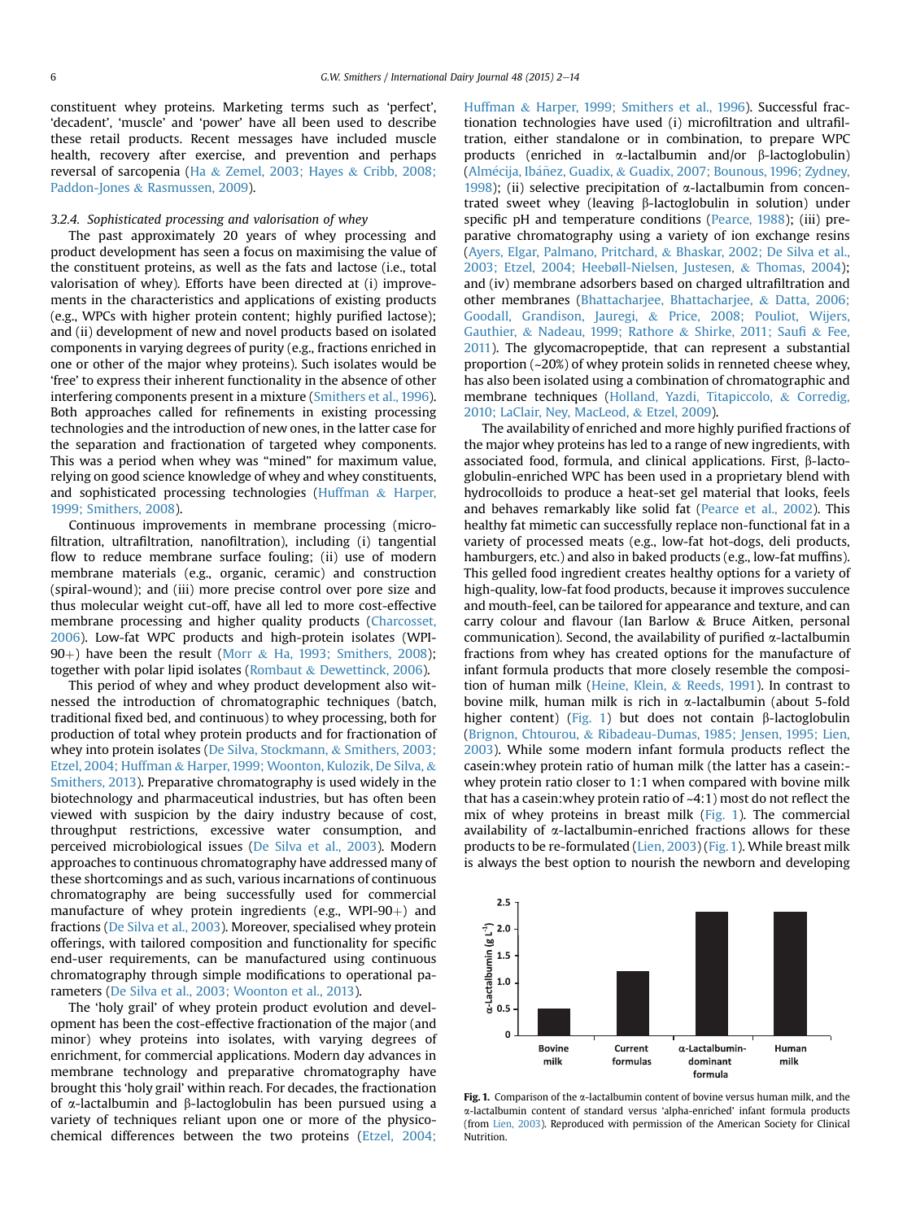constituent whey proteins. Marketing terms such as 'perfect', 'decadent', 'muscle' and 'power' have all been used to describe these retail products. Recent messages have included muscle health, recovery after exercise, and prevention and perhaps reversal of sarcopenia (Ha & Zemel, 2003; Hayes & Cribb, 2008; Paddon-Jones & Rasmussen, 2009).

### 3.2.4. Sophisticated processing and valorisation of whey

The past approximately 20 years of whey processing and product development has seen a focus on maximising the value of the constituent proteins, as well as the fats and lactose (i.e., total valorisation of whey). Efforts have been directed at (i) improvements in the characteristics and applications of existing products (e.g., WPCs with higher protein content; highly purified lactose); and (ii) development of new and novel products based on isolated components in varying degrees of purity (e.g., fractions enriched in one or other of the major whey proteins). Such isolates would be 'free' to express their inherent functionality in the absence of other interfering components present in a mixture (Smithers et al., 1996). Both approaches called for refinements in existing processing technologies and the introduction of new ones, in the latter case for the separation and fractionation of targeted whey components. This was a period when whey was "mined" for maximum value, relying on good science knowledge of whey and whey constituents, and sophisticated processing technologies (Huffman & Harper, 1999; Smithers, 2008).

Continuous improvements in membrane processing (microfiltration, ultrafiltration, nanofiltration), including (i) tangential flow to reduce membrane surface fouling; (ii) use of modern membrane materials (e.g., organic, ceramic) and construction (spiral-wound); and (iii) more precise control over pore size and thus molecular weight cut-off, have all led to more cost-effective membrane processing and higher quality products (Charcosset, 2006). Low-fat WPC products and high-protein isolates (WPI-90+) have been the result (Morr & Ha, 1993; Smithers, 2008); together with polar lipid isolates (Rombaut & Dewettinck, 2006).

This period of whey and whey product development also witnessed the introduction of chromatographic techniques (batch, traditional fixed bed, and continuous) to whey processing, both for production of total whey protein products and for fractionation of whey into protein isolates (De Silva, Stockmann, & Smithers, 2003; Etzel, 2004; Huffman & Harper, 1999; Woonton, Kulozik, De Silva, & Smithers, 2013). Preparative chromatography is used widely in the biotechnology and pharmaceutical industries, but has often been viewed with suspicion by the dairy industry because of cost, throughput restrictions, excessive water consumption, and perceived microbiological issues (De Silva et al., 2003). Modern approaches to continuous chromatography have addressed many of these shortcomings and as such, various incarnations of continuous chromatography are being successfully used for commercial manufacture of whey protein ingredients (e.g., WPI-90+) and fractions (De Silva et al., 2003). Moreover, specialised whey protein offerings, with tailored composition and functionality for specific end-user requirements, can be manufactured using continuous chromatography through simple modifications to operational parameters (De Silva et al., 2003; Woonton et al., 2013).

The 'holy grail' of whey protein product evolution and development has been the cost-effective fractionation of the major (and minor) whey proteins into isolates, with varying degrees of enrichment, for commercial applications. Modern day advances in membrane technology and preparative chromatography have brought this 'holy grail' within reach. For decades, the fractionation of α-lactalbumin and β-lactoglobulin has been pursued using a variety of techniques reliant upon one or more of the physicochemical differences between the two proteins (Etzel, 2004; Huffman & Harper, 1999; Smithers et al., 1996). Successful fractionation technologies have used (i) microfiltration and ultrafiltration, either standalone or in combination, to prepare WPC products (enriched in α-lactalbumin and/or β-lactoglobulin) (Almécija, Ibáñez, Guadix, & Guadix, 2007; Bounous, 1996; Zydney, 1998); (ii) selective precipitation of α-lactalbumin from concentrated sweet whey (leaving β-lactoglobulin in solution) under specific pH and temperature conditions (Pearce, 1988); (iii) preparative chromatography using a variety of ion exchange resins (Ayers, Elgar, Palmano, Pritchard, & Bhaskar, 2002; De Silva et al., 2003; Etzel, 2004; Heebøll-Nielsen, Justesen, & Thomas, 2004); and (iv) membrane adsorbers based on charged ultrafiltration and other membranes (Bhattacharjee, Bhattacharjee, & Datta, 2006; Goodall, Grandison, Jauregi, & Price, 2008; Pouliot, Wijers, Gauthier, & Nadeau, 1999; Rathore & Shirke, 2011; Saufi & Fee, 2011). The glycomacropeptide, that can represent a substantial proportion (~20%) of whey protein solids in renneted cheese whey, has also been isolated using a combination of chromatographic and membrane techniques (Holland, Yazdi, Titapiccolo, & Corredig, 2010; LaClair, Ney, MacLeod, & Etzel, 2009).

The availability of enriched and more highly purified fractions of the major whey proteins has led to a range of new ingredients, with associated food, formula, and clinical applications. First, β-lactoglobulin-enriched WPC has been used in a proprietary blend with hydrocolloids to produce a heat-set gel material that looks, feels and behaves remarkably like solid fat (Pearce et al., 2002). This healthy fat mimetic can successfully replace non-functional fat in a variety of processed meats (e.g., low-fat hot-dogs, deli products, hamburgers, etc.) and also in baked products (e.g., low-fat muffins). This gelled food ingredient creates healthy options for a variety of high-quality, low-fat food products, because it improves succulence and mouth-feel, can be tailored for appearance and texture, and can carry colour and flavour (Ian Barlow & Bruce Aitken, personal communication). Second, the availability of purified α-lactalbumin fractions from whey has created options for the manufacture of infant formula products that more closely resemble the composition of human milk (Heine, Klein, & Reeds, 1991). In contrast to bovine milk, human milk is rich in α-lactalbumin (about 5-fold higher content) (Fig. 1) but does not contain β-lactoglobulin (Brignon, Chtourou, & Ribadeau-Dumas, 1985; Jensen, 1995; Lien, 2003). While some modern infant formula products reflect the casein:whey protein ratio of human milk (the latter has a casein:whey protein ratio closer to 1:1 when compared with bovine milk that has a casein:whey protein ratio of ~4:1) most do not reflect the mix of whey proteins in breast milk (Fig. 1). The commercial availability of α-lactalbumin-enriched fractions allows for these products to be re-formulated (Lien, 2003) (Fig. 1). While breast milk is always the best option to nourish the newborn and developing

**Fig. 1.** Comparison of the α-lactalbumin content of bovine versus human milk, and the α-lactalbumin content of standard versus 'alpha-enriched' infant formula products (from Lien, 2003). Reproduced with permission of the American Society for Clinical Nutrition.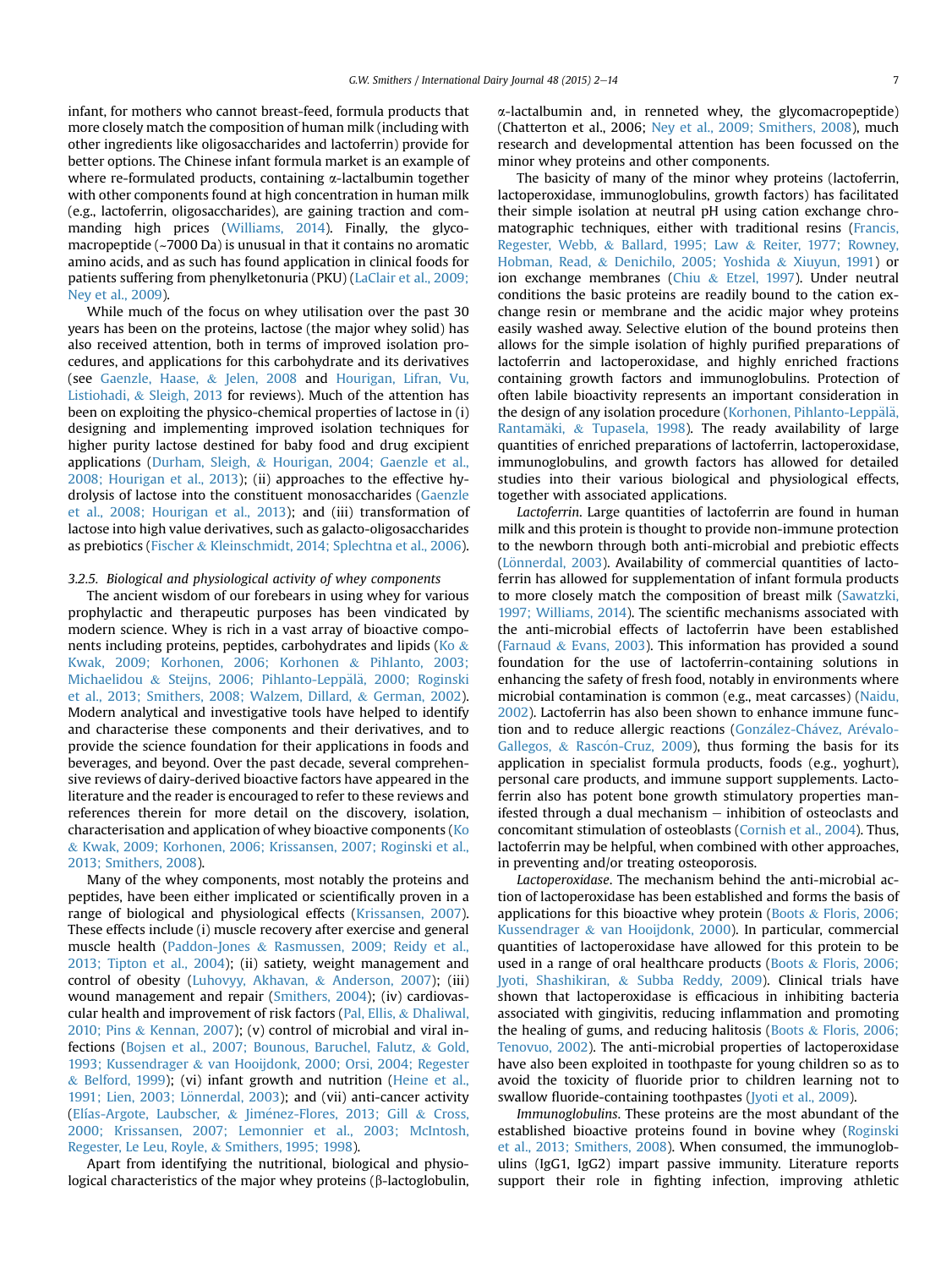infant, for mothers who cannot breast-feed, formula products that more closely match the composition of human milk (including with other ingredients like oligosaccharides and lactoferrin) provide for better options. The Chinese infant formula market is an example of where re-formulated products, containing α-lactalbumin together with other components found at high concentration in human milk (e.g., lactoferrin, oligosaccharides), are gaining traction and commanding high prices (Williams, 2014). Finally, the glycomacropeptide (~7000 Da) is unusual in that it contains no aromatic amino acids, and as such has found application in clinical foods for patients suffering from phenylketonuria (PKU) (LaClair et al., 2009; Ney et al., 2009).

While much of the focus on whey utilisation over the past 30 years has been on the proteins, lactose (the major whey solid) has also received attention, both in terms of improved isolation procedures, and applications for this carbohydrate and its derivatives (see Gaenzle, Haase, & Jelen, 2008 and Hourigan, Lifran, Vu, Listiohadi, & Sleigh, 2013 for reviews). Much of the attention has been on exploiting the physico-chemical properties of lactose in (i) designing and implementing improved isolation techniques for higher purity lactose destined for baby food and drug excipient applications (Durham, Sleigh, & Hourigan, 2004; Gaenzle et al., 2008; Hourigan et al., 2013); (ii) approaches to the effective hydrolysis of lactose into the constituent monosaccharides (Gaenzle et al., 2008; Hourigan et al., 2013); and (iii) transformation of lactose into high value derivatives, such as galacto-oligosaccharides as prebiotics (Fischer & Kleinschmidt, 2014; Splechtna et al., 2006).

#### 3.2.5. Biological and physiological activity of whey components

The ancient wisdom of our forebears in using whey for various prophylactic and therapeutic purposes has been vindicated by modern science. Whey is rich in a vast array of bioactive components including proteins, peptides, carbohydrates and lipids (Ko & Kwak, 2009; Korhonen, 2006; Korhonen & Pihlanto, 2003; Michaelidou & Steijns, 2006; Pihlanto-Leppälä, 2000; Roginski et al., 2013; Smithers, 2008; Walzem, Dillard, & German, 2002). Modern analytical and investigative tools have helped to identify and characterise these components and their derivatives, and to provide the science foundation for their applications in foods and beverages, and beyond. Over the past decade, several comprehensive reviews of dairy-derived bioactive factors have appeared in the literature and the reader is encouraged to refer to these reviews and references therein for more detail on the discovery, isolation, characterisation and application of whey bioactive components (Ko & Kwak, 2009; Korhonen, 2006; Krissansen, 2007; Roginski et al., 2013; Smithers, 2008).

Many of the whey components, most notably the proteins and peptides, have been either implicated or scientifically proven in a range of biological and physiological effects (Krissansen, 2007). These effects include (i) muscle recovery after exercise and general muscle health (Paddon-Jones & Rasmussen, 2009; Reidy et al., 2013; Tipton et al., 2004); (ii) satiety, weight management and control of obesity (Luhovyy, Akhavan, & Anderson, 2007); (iii) wound management and repair (Smithers, 2004); (iv) cardiovascular health and improvement of risk factors (Pal, Ellis, & Dhaliwal, 2010; Pins & Kennan, 2007); (v) control of microbial and viral infections (Bojsen et al., 2007; Bounous, Baruchel, Falutz, & Gold, 1993; Kussendrager & van Hooijdonk, 2000; Orsi, 2004; Regester & Belford, 1999); (vi) infant growth and nutrition (Heine et al., 1991; Lien, 2003; Lönnerdal, 2003); and (vii) anti-cancer activity (Elías-Argote, Laubscher, & Jiménez-Flores, 2013; Gill & Cross, 2000; Krissansen, 2007; Lemonnier et al., 2003; McIntosh, Regester, Le Leu, Royle, & Smithers, 1995; 1998).

Apart from identifying the nutritional, biological and physiological characteristics of the major whey proteins (β-lactoglobulin, α-lactalbumin and, in renneted whey, the glycomacropeptide) (Chatterton et al., 2006; Ney et al., 2009; Smithers, 2008), much research and developmental attention has been focussed on the minor whey proteins and other components.

The basicity of many of the minor whey proteins (lactoferrin, lactoperoxidase, immunoglobulins, growth factors) has facilitated their simple isolation at neutral pH using cation exchange chromatographic techniques, either with traditional resins (Francis, Regester, Webb, & Ballard, 1995; Law & Reiter, 1977; Rowney, Hobman, Read, & Denichilo, 2005; Yoshida & Xiuyun, 1991) or ion exchange membranes (Chiu & Etzel, 1997). Under neutral conditions the basic proteins are readily bound to the cation exchange resin or membrane and the acidic major whey proteins easily washed away. Selective elution of the bound proteins then allows for the simple isolation of highly purified preparations of lactoferrin and lactoperoxidase, and highly enriched fractions containing growth factors and immunoglobulins. Protection of often labile bioactivity represents an important consideration in the design of any isolation procedure (Korhonen, Pihlanto-Leppälä, Rantamäki, & Tupasela, 1998). The ready availability of large quantities of enriched preparations of lactoferrin, lactoperoxidase, immunoglobulins, and growth factors has allowed for detailed studies into their various biological and physiological effects, together with associated applications.

*Lactoferrin*. Large quantities of lactoferrin are found in human milk and this protein is thought to provide non-immune protection to the newborn through both anti-microbial and prebiotic effects (Lönnerdal, 2003). Availability of commercial quantities of lactoferrin has allowed for supplementation of infant formula products to more closely match the composition of breast milk (Sawatzki, 1997; Williams, 2014). The scientific mechanisms associated with the anti-microbial effects of lactoferrin have been established (Farnaud & Evans, 2003). This information has provided a sound foundation for the use of lactoferrin-containing solutions in enhancing the safety of fresh food, notably in environments where microbial contamination is common (e.g., meat carcasses) (Naidu, 2002). Lactoferrin has also been shown to enhance immune function and to reduce allergic reactions (González-Chávez, Arévalo-Gallegos, & Rascón-Cruz, 2009), thus forming the basis for its application in specialist formula products, foods (e.g., yoghurt), personal care products, and immune support supplements. Lactoferrin also has potent bone growth stimulatory properties manifested through a dual mechanism – inhibition of osteoclasts and concomitant stimulation of osteoblasts (Cornish et al., 2004). Thus, lactoferrin may be helpful, when combined with other approaches, in preventing and/or treating osteoporosis.

*Lactoperoxidase*. The mechanism behind the anti-microbial action of lactoperoxidase has been established and forms the basis of applications for this bioactive whey protein (Boots & Floris, 2006; Kussendrager & van Hooijdonk, 2000). In particular, commercial quantities of lactoperoxidase have allowed for this protein to be used in a range of oral healthcare products (Boots & Floris, 2006; Jyoti, Shashikiran, & Subba Reddy, 2009). Clinical trials have shown that lactoperoxidase is efficacious in inhibiting bacteria associated with gingivitis, reducing inflammation and promoting the healing of gums, and reducing halitosis (Boots & Floris, 2006; Tenovuo, 2002). The anti-microbial properties of lactoperoxidase have also been exploited in toothpaste for young children so as to avoid the toxicity of fluoride prior to children learning not to swallow fluoride-containing toothpastes (Jyoti et al., 2009).

*Immunoglobulins*. These proteins are the most abundant of the established bioactive proteins found in bovine whey (Roginski et al., 2013; Smithers, 2008). When consumed, the immunoglobulins (IgG1, IgG2) impart passive immunity. Literature reports support their role in fighting infection, improving athletic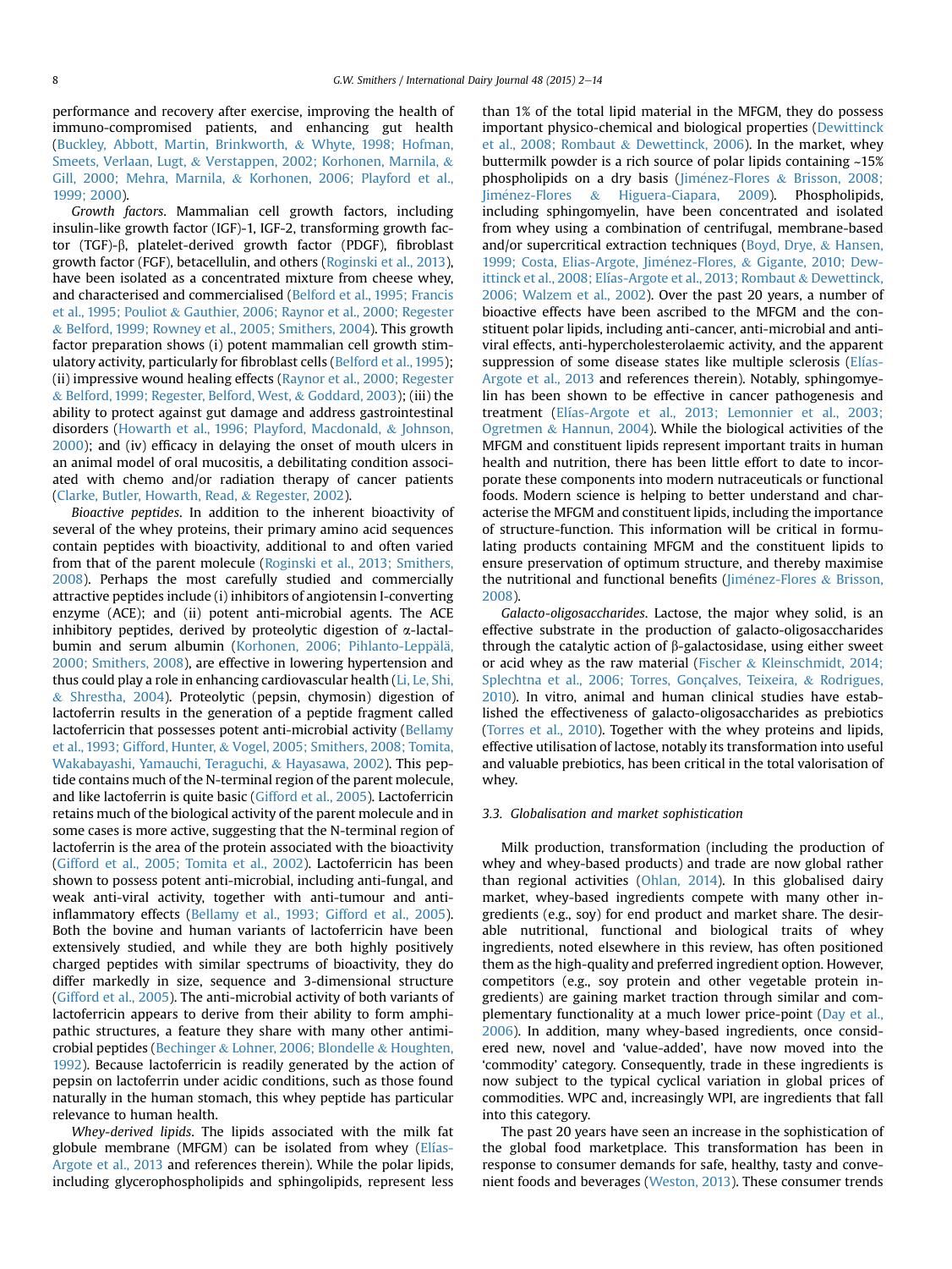performance and recovery after exercise, improving the health of immuno-compromised patients, and enhancing gut health (Buckley, Abbott, Martin, Brinkworth, & Whyte, 1998; Hofman, Smeets, Verlaan, Lugt, & Verstappen, 2002; Korhonen, Marnila, & Gill, 2000; Mehra, Marnila, & Korhonen, 2006; Playford et al., 1999; 2000).

*Growth factors*. Mammalian cell growth factors, including insulin-like growth factor (IGF)-1, IGF-2, transforming growth factor (TGF)-β, platelet-derived growth factor (PDGF), fibroblast growth factor (FGF), betacellulin, and others (Roginski et al., 2013), have been isolated as a concentrated mixture from cheese whey, and characterised and commercialised (Belford et al., 1995; Francis et al., 1995; Pouliot & Gauthier, 2006; Raynor et al., 2000; Regester & Belford, 1999; Rowney et al., 2005; Smithers, 2004). This growth factor preparation shows (i) potent mammalian cell growth stimulatory activity, particularly for fibroblast cells (Belford et al., 1995); (ii) impressive wound healing effects (Raynor et al., 2000; Regester & Belford, 1999; Regester, Belford, West, & Goddard, 2003); (iii) the ability to protect against gut damage and address gastrointestinal disorders (Howarth et al., 1996; Playford, Macdonald, & Johnson, 2000); and (iv) efficacy in delaying the onset of mouth ulcers in an animal model of oral mucositis, a debilitating condition associated with chemo and/or radiation therapy of cancer patients (Clarke, Butler, Howarth, Read, & Regester, 2002).

*Bioactive peptides*. In addition to the inherent bioactivity of several of the whey proteins, their primary amino acid sequences contain peptides with bioactivity, additional to and often varied from that of the parent molecule (Roginski et al., 2013; Smithers, 2008). Perhaps the most carefully studied and commercially attractive peptides include (i) inhibitors of angiotensin I-converting enzyme (ACE); and (ii) potent anti-microbial agents. The ACE inhibitory peptides, derived by proteolytic digestion of α-lactalbumin and serum albumin (Korhonen, 2006; Pihlanto-Leppälä, 2000; Smithers, 2008), are effective in lowering hypertension and thus could play a role in enhancing cardiovascular health (Li, Le, Shi, & Shrestha, 2004). Proteolytic (pepsin, chymosin) digestion of lactoferrin results in the generation of a peptide fragment called lactoferricin that possesses potent anti-microbial activity (Bellamy et al., 1993; Gifford, Hunter, & Vogel, 2005; Smithers, 2008; Tomita, Wakabayashi, Yamauchi, Teraguchi, & Hayasawa, 2002). This peptide contains much of the N-terminal region of the parent molecule, and like lactoferrin is quite basic (Gifford et al., 2005). Lactoferricin retains much of the biological activity of the parent molecule and in some cases is more active, suggesting that the N-terminal region of lactoferrin is the area of the protein associated with the bioactivity (Gifford et al., 2005; Tomita et al., 2002). Lactoferricin has been shown to possess potent anti-microbial, including anti-fungal, and weak anti-viral activity, together with anti-tumour and anti-inflammatory effects (Bellamy et al., 1993; Gifford et al., 2005). Both the bovine and human variants of lactoferricin have been extensively studied, and while they are both highly positively charged peptides with similar spectrums of bioactivity, they do differ markedly in size, sequence and 3-dimensional structure (Gifford et al., 2005). The anti-microbial activity of both variants of lactoferricin appears to derive from their ability to form amphipathic structures, a feature they share with many other antimicrobial peptides (Bechinger & Lohner, 2006; Blondelle & Houghten, 1992). Because lactoferricin is readily generated by the action of pepsin on lactoferrin under acidic conditions, such as those found naturally in the human stomach, this whey peptide has particular relevance to human health.

*Whey-derived lipids*. The lipids associated with the milk fat globule membrane (MFGM) can be isolated from whey (Elías-Argote et al., 2013 and references therein). While the polar lipids, including glycerophospholipids and sphingolipids, represent less than 1% of the total lipid material in the MFGM, they do possess important physico-chemical and biological properties (Dewittinck et al., 2008; Rombaut & Dewettinck, 2006). In the market, whey buttermilk powder is a rich source of polar lipids containing ~15% phospholipids on a dry basis (Jiménez-Flores & Brisson, 2008; Jiménez-Flores & Higuera-Ciapara, 2009). Phospholipids, including sphingomyelin, have been concentrated and isolated from whey using a combination of centrifugal, membrane-based and/or supercritical extraction techniques (Boyd, Drye, & Hansen, 1999; Costa, Elias-Argote, Jiménez-Flores, & Gigante, 2010; Dewittinck et al., 2008; Elías-Argote et al., 2013; Rombaut & Dewettinck, 2006; Walzem et al., 2002). Over the past 20 years, a number of bioactive effects have been ascribed to the MFGM and the constituent polar lipids, including anti-cancer, anti-microbial and antiviral effects, anti-hypercholesterolaemic activity, and the apparent suppression of some disease states like multiple sclerosis (Elías-Argote et al., 2013 and references therein). Notably, sphingomyelin has been shown to be effective in cancer pathogenesis and treatment (Elías-Argote et al., 2013; Lemonnier et al., 2003; Ogretmen & Hannun, 2004). While the biological activities of the MFGM and constituent lipids represent important traits in human health and nutrition, there has been little effort to date to incorporate these components into modern nutraceuticals or functional foods. Modern science is helping to better understand and characterise the MFGM and constituent lipids, including the importance of structure-function. This information will be critical in formulating products containing MFGM and the constituent lipids to ensure preservation of optimum structure, and thereby maximise the nutritional and functional benefits (Jiménez-Flores & Brisson, 2008).

*Galacto-oligosaccharides*. Lactose, the major whey solid, is an effective substrate in the production of galacto-oligosaccharides through the catalytic action of β-galactosidase, using either sweet or acid whey as the raw material (Fischer & Kleinschmidt, 2014; Splechtna et al., 2006; Torres, Gonçalves, Teixeira, & Rodrigues, 2010). In vitro, animal and human clinical studies have established the effectiveness of galacto-oligosaccharides as prebiotics (Torres et al., 2010). Together with the whey proteins and lipids, effective utilisation of lactose, notably its transformation into useful and valuable prebiotics, has been critical in the total valorisation of whey.

### 3.3. Globalisation and market sophistication

Milk production, transformation (including the production of whey and whey-based products) and trade are now global rather than regional activities (Ohlan, 2014). In this globalised dairy market, whey-based ingredients compete with many other ingredients (e.g., soy) for end product and market share. The desirable nutritional, functional and biological traits of whey ingredients, noted elsewhere in this review, has often positioned them as the high-quality and preferred ingredient option. However, competitors (e.g., soy protein and other vegetable protein ingredients) are gaining market traction through similar and complementary functionality at a much lower price-point (Day et al., 2006). In addition, many whey-based ingredients, once considered new, novel and 'value-added', have now moved into the 'commodity' category. Consequently, trade in these ingredients is now subject to the typical cyclical variation in global prices of commodities. WPC and, increasingly WPI, are ingredients that fall into this category.

The past 20 years have seen an increase in the sophistication of the global food marketplace. This transformation has been in response to consumer demands for safe, healthy, tasty and convenient foods and beverages (Weston, 2013). These consumer trends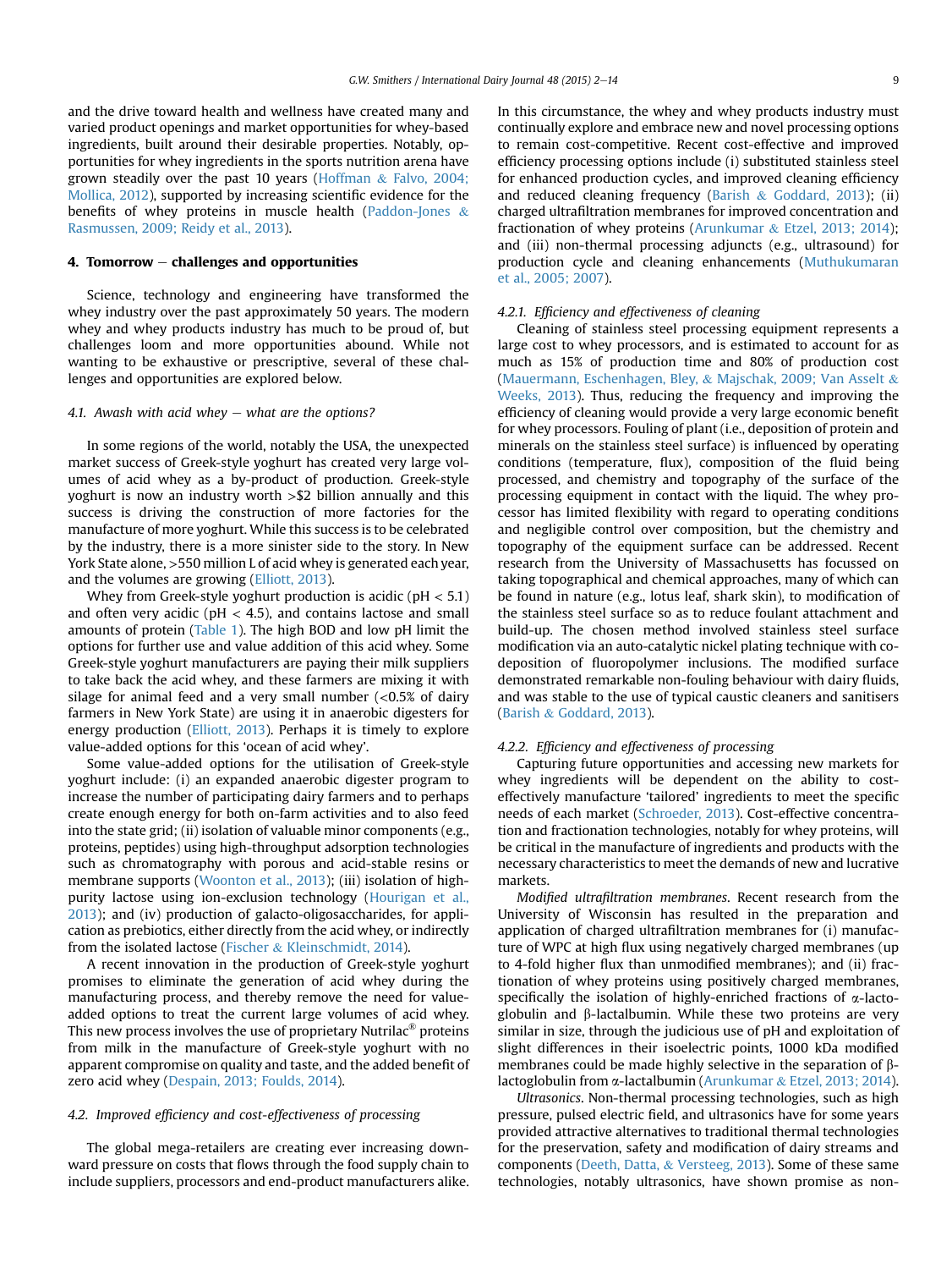and the drive toward health and wellness have created many and varied product openings and market opportunities for whey-based ingredients, built around their desirable properties. Notably, opportunities for whey ingredients in the sports nutrition arena have grown steadily over the past 10 years (Hoffman & Falvo, 2004; Mollica, 2012), supported by increasing scientific evidence for the benefits of whey proteins in muscle health (Paddon-Jones & Rasmussen, 2009; Reidy et al., 2013).

## 4. Tomorrow − challenges and opportunities

Science, technology and engineering have transformed the whey industry over the past approximately 50 years. The modern whey and whey products industry has much to be proud of, but challenges loom and more opportunities abound. While not wanting to be exhaustive or prescriptive, several of these challenges and opportunities are explored below.

### 4.1. Awash with acid whey − what are the options?

In some regions of the world, notably the USA, the unexpected market success of Greek-style yoghurt has created very large volumes of acid whey as a by-product of production. Greek-style yoghurt is now an industry worth >$2 billion annually and this success is driving the construction of more factories for the manufacture of more yoghurt. While this success is to be celebrated by the industry, there is a more sinister side to the story. In New York State alone, >550 million L of acid whey is generated each year, and the volumes are growing (Elliott, 2013).

Whey from Greek-style yoghurt production is acidic (pH < 5.1) and often very acidic (pH < 4.5), and contains lactose and small amounts of protein (Table 1). The high BOD and low pH limit the options for further use and value addition of this acid whey. Some Greek-style yoghurt manufacturers are paying their milk suppliers to take back the acid whey, and these farmers are mixing it with silage for animal feed and a very small number (<0.5% of dairy farmers in New York State) are using it in anaerobic digesters for energy production (Elliott, 2013). Perhaps it is timely to explore value-added options for this 'ocean of acid whey'.

Some value-added options for the utilisation of Greek-style yoghurt include: (i) an expanded anaerobic digester program to increase the number of participating dairy farmers and to perhaps create enough energy for both on-farm activities and to also feed into the state grid; (ii) isolation of valuable minor components (e.g., proteins, peptides) using high-throughput adsorption technologies such as chromatography with porous and acid-stable resins or membrane supports (Woonton et al., 2013); (iii) isolation of high-purity lactose using ion-exclusion technology (Hourigan et al., 2013); and (iv) production of galacto-oligosaccharides, for application as prebiotics, either directly from the acid whey, or indirectly from the isolated lactose (Fischer & Kleinschmidt, 2014).

A recent innovation in the production of Greek-style yoghurt promises to eliminate the generation of acid whey during the manufacturing process, and thereby remove the need for value-added options to treat the current large volumes of acid whey. This new process involves the use of proprietary Nutrilac® proteins from milk in the manufacture of Greek-style yoghurt with no apparent compromise on quality and taste, and the added benefit of zero acid whey (Despain, 2013; Foulds, 2014).

### 4.2. Improved efficiency and cost-effectiveness of processing

The global mega-retailers are creating ever increasing downward pressure on costs that flows through the food supply chain to include suppliers, processors and end-product manufacturers alike. In this circumstance, the whey and whey products industry must continually explore and embrace new and novel processing options to remain cost-competitive. Recent cost-effective and improved efficiency processing options include (i) substituted stainless steel for enhanced production cycles, and improved cleaning efficiency and reduced cleaning frequency (Barish & Goddard, 2013); (ii) charged ultrafiltration membranes for improved concentration and fractionation of whey proteins (Arunkumar & Etzel, 2013; 2014); and (iii) non-thermal processing adjuncts (e.g., ultrasound) for production cycle and cleaning enhancements (Muthukumaran et al., 2005; 2007).

#### 4.2.1. Efficiency and effectiveness of cleaning

Cleaning of stainless steel processing equipment represents a large cost to whey processors, and is estimated to account for as much as 15% of production time and 80% of production cost (Mauermann, Eschenhagen, Bley, & Majschak, 2009; Van Asselt & Weeks, 2013). Thus, reducing the frequency and improving the efficiency of cleaning would provide a very large economic benefit for whey processors. Fouling of plant (i.e., deposition of protein and minerals on the stainless steel surface) is influenced by operating conditions (temperature, flux), composition of the fluid being processed, and chemistry and topography of the surface of the processing equipment in contact with the liquid. The whey processor has limited flexibility with regard to operating conditions and negligible control over composition, but the chemistry and topography of the equipment surface can be addressed. Recent research from the University of Massachusetts has focussed on taking topographical and chemical approaches, many of which can be found in nature (e.g., lotus leaf, shark skin), to modification of the stainless steel surface so as to reduce foulant attachment and build-up. The chosen method involved stainless steel surface modification via an auto-catalytic nickel plating technique with co-deposition of fluoropolymer inclusions. The modified surface demonstrated remarkable non-fouling behaviour with dairy fluids, and was stable to the use of typical caustic cleaners and sanitisers (Barish & Goddard, 2013).

#### 4.2.2. Efficiency and effectiveness of processing

Capturing future opportunities and accessing new markets for whey ingredients will be dependent on the ability to cost-effectively manufacture 'tailored' ingredients to meet the specific needs of each market (Schroeder, 2013). Cost-effective concentration and fractionation technologies, notably for whey proteins, will be critical in the manufacture of ingredients and products with the necessary characteristics to meet the demands of new and lucrative markets.

*Modified ultrafiltration membranes*. Recent research from the University of Wisconsin has resulted in the preparation and application of charged ultrafiltration membranes for (i) manufacture of WPC at high flux using negatively charged membranes (up to 4-fold higher flux than unmodified membranes); and (ii) fractionation of whey proteins using positively charged membranes, specifically the isolation of highly-enriched fractions of α-lactoglobulin and β-lactalbumin. While these two proteins are very similar in size, through the judicious use of pH and exploitation of slight differences in their isoelectric points, 1000 kDa modified membranes could be made highly selective in the separation of β-lactoglobulin from α-lactalbumin (Arunkumar & Etzel, 2013; 2014).

*Ultrasonics*. Non-thermal processing technologies, such as high pressure, pulsed electric field, and ultrasonics have for some years provided attractive alternatives to traditional thermal technologies for the preservation, safety and modification of dairy streams and components (Deeth, Datta, & Versteeg, 2013). Some of these same technologies, notably ultrasonics, have shown promise as non-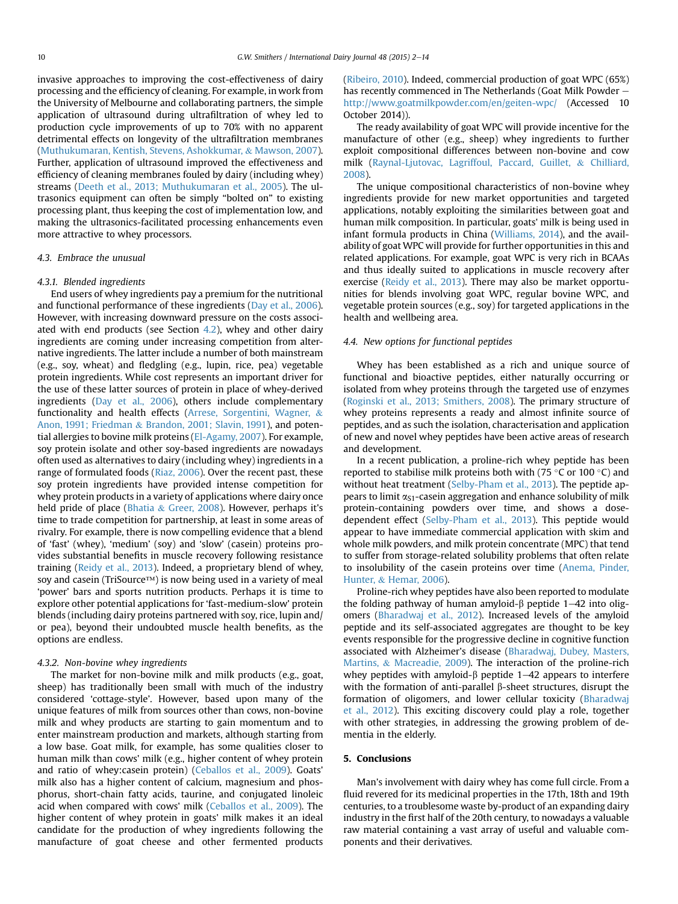invasive approaches to improving the cost-effectiveness of dairy processing and the efficiency of cleaning. For example, in work from the University of Melbourne and collaborating partners, the simple application of ultrasound during ultrafiltration of whey led to production cycle improvements of up to 70% with no apparent detrimental effects on longevity of the ultrafiltration membranes (Muthukumaran, Kentish, Stevens, Ashokkumar, & Mawson, 2007). Further, application of ultrasound improved the effectiveness and efficiency of cleaning membranes fouled by dairy (including whey) streams (Deeth et al., 2013; Muthukumaran et al., 2005). The ultrasonics equipment can often be simply "bolted on" to existing processing plant, thus keeping the cost of implementation low, and making the ultrasonics-facilitated processing enhancements even more attractive to whey processors.

### 4.3. Embrace the unusual

#### 4.3.1. Blended ingredients

End users of whey ingredients pay a premium for the nutritional and functional performance of these ingredients (Day et al., 2006). However, with increasing downward pressure on the costs associated with end products (see Section 4.2), whey and other dairy ingredients are coming under increasing competition from alternative ingredients. The latter include a number of both mainstream (e.g., soy, wheat) and fledgling (e.g., lupin, rice, pea) vegetable protein ingredients. While cost represents an important driver for the use of these latter sources of protein in place of whey-derived ingredients (Day et al., 2006), others include complementary functionality and health effects (Arrese, Sorgentini, Wagner, & Anon, 1991; Friedman & Brandon, 2001; Slavin, 1991), and potential allergies to bovine milk proteins (El-Agamy, 2007). For example, soy protein isolate and other soy-based ingredients are nowadays often used as alternatives to dairy (including whey) ingredients in a range of formulated foods (Riaz, 2006). Over the recent past, these soy protein ingredients have provided intense competition for whey protein products in a variety of applications where dairy once held pride of place (Bhatia & Greer, 2008). However, perhaps it's time to trade competition for partnership, at least in some areas of rivalry. For example, there is now compelling evidence that a blend of 'fast' (whey), 'medium' (soy) and 'slow' (casein) proteins provides substantial benefits in muscle recovery following resistance training (Reidy et al., 2013). Indeed, a proprietary blend of whey, soy and casein (TriSource™) is now being used in a variety of meal 'power' bars and sports nutrition products. Perhaps it is time to explore other potential applications for 'fast-medium-slow' protein blends (including dairy proteins partnered with soy, rice, lupin and/or pea), beyond their undoubted muscle health benefits, as the options are endless.

#### 4.3.2. Non-bovine whey ingredients

The market for non-bovine milk and milk products (e.g., goat, sheep) has traditionally been small with much of the industry considered 'cottage-style'. However, based upon many of the unique features of milk from sources other than cows, non-bovine milk and whey products are starting to gain momentum and to enter mainstream production and markets, although starting from a low base. Goat milk, for example, has some qualities closer to human milk than cows' milk (e.g., higher content of whey protein and ratio of whey:casein protein) (Ceballos et al., 2009). Goats' milk also has a higher content of calcium, magnesium and phosphorus, short-chain fatty acids, taurine, and conjugated linoleic acid when compared with cows' milk (Ceballos et al., 2009). The higher content of whey protein in goats' milk makes it an ideal candidate for the production of whey ingredients following the manufacture of goat cheese and other fermented products (Ribeiro, 2010). Indeed, commercial production of goat WPC (65%) has recently commenced in The Netherlands (Goat Milk Powder – http://www.goatmilkpowder.com/en/geiten-wpc/ (Accessed 10 October 2014)).

The ready availability of goat WPC will provide incentive for the manufacture of other (e.g., sheep) whey ingredients to further exploit compositional differences between non-bovine and cow milk (Raynal-Ljutovac, Lagriffoul, Paccard, Guillet, & Chilliard, 2008).

The unique compositional characteristics of non-bovine whey ingredients provide for new market opportunities and targeted applications, notably exploiting the similarities between goat and human milk composition. In particular, goats' milk is being used in infant formula products in China (Williams, 2014), and the availability of goat WPC will provide for further opportunities in this and related applications. For example, goat WPC is very rich in BCAAs and thus ideally suited to applications in muscle recovery after exercise (Reidy et al., 2013). There may also be market opportunities for blends involving goat WPC, regular bovine WPC, and vegetable protein sources (e.g., soy) for targeted applications in the health and wellbeing area.

### 4.4. New options for functional peptides

Whey has been established as a rich and unique source of functional and bioactive peptides, either naturally occurring or isolated from whey proteins through the targeted use of enzymes (Roginski et al., 2013; Smithers, 2008). The primary structure of whey proteins represents a ready and almost infinite source of peptides, and as such the isolation, characterisation and application of new and novel whey peptides have been active areas of research and development.

In a recent publication, a proline-rich whey peptide has been reported to stabilise milk proteins both with (75 °C or 100 °C) and without heat treatment (Selby-Pham et al., 2013). The peptide appears to limit $\alpha_{S1}$-casein aggregation and enhance solubility of milk protein-containing powders over time, and shows a dose-dependent effect (Selby-Pham et al., 2013). This peptide would appear to have immediate commercial application with skim and whole milk powders, and milk protein concentrate (MPC) that tend to suffer from storage-related solubility problems that often relate to insolubility of the casein proteins over time (Anema, Pinder, Hunter, & Hemar, 2006).

Proline-rich whey peptides have also been reported to modulate the folding pathway of human amyloid-β peptide 1–42 into oligomers (Bharadwaj et al., 2012). Increased levels of the amyloid peptide and its self-associated aggregates are thought to be key events responsible for the progressive decline in cognitive function associated with Alzheimer's disease (Bharadwaj, Dubey, Masters, Martins, & Macreadie, 2009). The interaction of the proline-rich whey peptides with amyloid-β peptide 1–42 appears to interfere with the formation of anti-parallel β-sheet structures, disrupt the formation of oligomers, and lower cellular toxicity (Bharadwaj et al., 2012). This exciting discovery could play a role, together with other strategies, in addressing the growing problem of dementia in the elderly.

## 5. Conclusions

Man's involvement with dairy whey has come full circle. From a fluid revered for its medicinal properties in the 17th, 18th and 19th centuries, to a troublesome waste by-product of an expanding dairy industry in the first half of the 20th century, to nowadays a valuable raw material containing a vast array of useful and valuable components and their derivatives.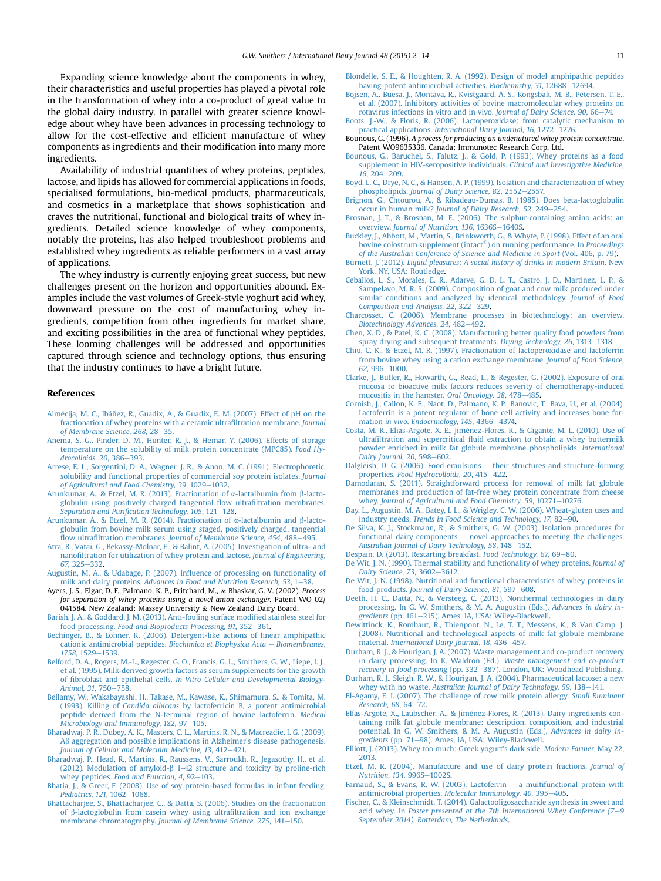Expanding science knowledge about the components in whey, their characteristics and useful properties has played a pivotal role in the transformation of whey into a co-product of great value to the global dairy industry. In parallel with greater science knowledge about whey have been advances in processing technology to allow for the cost-effective and efficient manufacture of whey components as ingredients and their modification into many more ingredients.

Availability of industrial quantities of whey proteins, peptides, lactose, and lipids has allowed for commercial applications in foods, specialised formulations, bio-medical products, pharmaceuticals, and cosmetics in a marketplace that shows sophistication and craves the nutritional, functional and biological traits of whey ingredients. Detailed science knowledge of whey components, notably the proteins, has also helped troubleshoot problems and established whey ingredients as reliable performers in a vast array of applications.

The whey industry is currently enjoying great success, but new challenges present on the horizon and opportunities abound. Examples include the vast volumes of Greek-style yoghurt acid whey, downward pressure on the cost of manufacturing whey ingredients, competition from other ingredients for market share, and exciting possibilities in the area of functional whey peptides. These looming challenges will be addressed and opportunities captured through science and technology options, thus ensuring that the industry continues to have a bright future.

## References

Almécija, M. C., Ibáñez, R., Guadix, A., & Guadix, E. M. (2007). Effect of pH on the fractionation of whey proteins with a ceramic ultrafiltration membrane. *Journal of Membrane Science, 268*, 28–35.

Anema, S. G., Pinder, D. M., Hunter, R. J., & Hemar, Y. (2006). Effects of storage temperature on the solubility of milk protein concentrate (MPC85). *Food Hydrocolloids, 20*, 386–393.

Arrese, E. L., Sorgentini, D. A., Wagner, J. R., & Anon, M. C. (1991). Electrophoretic, solubility and functional properties of commercial soy protein isolates. *Journal of Agricultural and Food Chemistry, 39*, 1029–1032.

Arunkumar, A., & Etzel, M. R. (2013). Fractionation of α-lactalbumin from β-lactoglobulin using positively charged tangential flow ultrafiltration membranes. *Separation and Purification Technology, 105*, 121–128.

Arunkumar, A., & Etzel, M. R. (2014). Fractionation of α-lactalbumin and β-lactoglobulin from bovine milk serum using staged, positively charged, tangential flow ultrafiltration membranes. *Journal of Membrane Science, 454*, 488–495.

Atra, R., Vatai, G., Bekassy-Molnar, E., & Balint, A. (2005). Investigation of ultra- and nanofiltration for utilization of whey protein and lactose. *Journal of Engineering, 67*, 325–332.

Augustin, M. A., & Udabage, P. (2007). Influence of processing on functionality of milk and dairy proteins. *Advances in Food and Nutrition Research, 53*, 1–38.

Ayers, J. S., Elgar, D. F., Palmano, K. P., Pritchard, M., & Bhaskar, G. V. (2002). *Process for separation of whey proteins using a novel anion exchanger*. Patent WO 02/041584. New Zealand: Massey University & New Zealand Dairy Board.

Barish, J. A., & Goddard, J. M. (2013). Anti-fouling surface modified stainless steel for food processing. *Food and Bioproducts Processing, 91*, 352–361.

Bechinger, B., & Lohner, K. (2006). Detergent-like actions of linear amphipathic cationic antimicrobial peptides. *Biochimica et Biophysica Acta – Biomembranes, 1758*, 1529–1539.

Belford, D. A., Rogers, M.-L., Regester, G. O., Francis, G. L., Smithers, G. W., Liepe, I. J., et al. (1995). Milk-derived growth factors as serum supplements for the growth of fibroblast and epithelial cells. *In Vitro Cellular and Developmental Biology-Animal, 31*, 750–758.

Bellamy, W., Wakabayashi, H., Takase, M., Kawase, K., Shimamura, S., & Tomita, M. (1993). Killing of *Candida albicans* by lactoferricin B, a potent antimicrobial peptide derived from the N-terminal region of bovine lactoferrin. *Medical Microbiology and Immunology, 182*, 97–105.

Bharadwaj, P. R., Dubey, A. K., Masters, C. L., Martins, R. N., & Macreadie, I. G. (2009). Aβ aggregation and possible implications in Alzheimer's disease pathogenesis. *Journal of Cellular and Molecular Medicine, 13*, 412–421.

Bharadwaj, P., Head, R., Martins, R., Raussens, V., Sarroukh, R., Jegasothy, H., et al. (2012). Modulation of amyloid-β 1-42 structure and toxicity by proline-rich whey peptides. *Food and Function, 4*, 92–103.

Bhatia, J., & Greer, F. (2008). Use of soy protein-based formulas in infant feeding. *Pediatrics, 121*, 1062–1068.

Bhattacharjee, S., Bhattacharjee, C., & Datta, S. (2006). Studies on the fractionation of β-lactoglobulin from casein whey using ultrafiltration and ion exchange membrane chromatography. *Journal of Membrane Science, 275*, 141–150.

Blondelle, S. E., & Houghten, R. A. (1992). Design of model amphipathic peptides having potent antimicrobial activities. *Biochemistry, 31*, 12688–12694.

Bojsen, A., Buesa, J., Montava, R., Kvistgaard, A. S., Kongsbak, M. B., Petersen, T. E., et al. (2007). Inhibitory activities of bovine macromolecular whey proteins on rotavirus infections in vitro and in vivo. *Journal of Dairy Science, 90*, 66–74.

Boots, J.-W., & Floris, R. (2006). Lactoperoxidase: from catalytic mechanism to practical applications. *International Dairy Journal, 16*, 1272–1276.

Bounous, G. (1996). *A process for producing an undenatured whey protein concentrate*. Patent WO9635336. Canada: Immunotec Research Corp. Ltd.

Bounous, G., Baruchel, S., Falutz, J., & Gold, P. (1993). Whey proteins as a food supplement in HIV-seropositive individuals. *Clinical and Investigative Medicine, 16*, 204–209.

Boyd, L. C., Drye, N. C., & Hansen, A. P. (1999). Isolation and characterization of whey phospholipids. *Journal of Dairy Science, 82*, 2552–2557.

Brignon, G., Chtourou, A., & Ribadeau-Dumas, B. (1985). Does beta-lactoglobulin occur in human milk? *Journal of Dairy Research, 52*, 249–254.

Brosnan, J. T., & Brosnan, M. E. (2006). The sulphur-containing amino acids: an overview. *Journal of Nutrition, 136*, 1636S–1640S.

Buckley, J., Abbott, M., Martin, S., Brinkworth, G., & Whyte, P. (1998). Effect of an oral bovine colostrum supplement (intact®) on running performance. In *Proceedings of the Australian Conference of Science and Medicine in Sport* (Vol. 406, p. 79).

Burnett, J. (2012). *Liquid pleasures: A social history of drinks in modern Britain*. New York, NY, USA: Routledge.

Ceballos, L. S., Morales, E. R., Adarve, G. D. L. T., Castro, J. D., Martinez, L. P., & Sampelavo, M. R. S. (2009). Composition of goat and cow milk produced under similar conditions and analyzed by identical methodology. *Journal of Food Composition and Analysis, 22*, 322–329.

Charcosset, C. (2006). Membrane processes in biotechnology: an overview. *Biotechnology Advances, 24*, 482–492.

Chen, X. D., & Patel, K. C. (2008). Manufacturing better quality food powders from spray drying and subsequent treatments. *Drying Technology, 26*, 1313–1318.

Chiu, C. K., & Etzel, M. R. (1997). Fractionation of lactoperoxidase and lactoferrin from bovine whey using a cation exchange membrane. *Journal of Food Science, 62*, 996–1000.

Clarke, J., Butler, R., Howarth, G., Read, L., & Regester, G. (2002). Exposure of oral mucosa to bioactive milk factors reduces severity of chemotherapy-induced mucositis in the hamster. *Oral Oncology, 38*, 478–485.

Cornish, J., Callon, K. E., Naot, D., Palmano, K. P., Banovic, T., Bava, U., et al. (2004). Lactoferrin is a potent regulator of bone cell activity and increases bone formation *in vivo*. *Endocrinology, 145*, 4366–4374.

Costa, M. R., Elias-Argote, X. E., Jiménez-Flores, R., & Gigante, M. L. (2010). Use of ultrafiltration and supercritical fluid extraction to obtain a whey buttermilk powder enriched in milk fat globule membrane phospholipids. *International Dairy Journal, 20*, 598–602.

Dalgleish, D. G. (2006). Food emulsions – their structures and structure-forming properties. *Food Hydrocolloids, 20*, 415–422.

Damodaran, S. (2011). Straightforward process for removal of milk fat globule membranes and production of fat-free whey protein concentrate from cheese whey. *Journal of Agricultural and Food Chemistry, 59*, 10271–10276.

Day, L., Augustin, M. A., Batey, I. L., & Wrigley, C. W. (2006). Wheat-gluten uses and industry needs. *Trends in Food Science and Technology, 17*, 82–90.

De Silva, K. J., Stockmann, R., & Smithers, G. W. (2003). Isolation procedures for functional dairy components – novel approaches to meeting the challenges. *Australian Journal of Dairy Technology, 58*, 148–152.

Despain, D. (2013). Restarting breakfast. *Food Technology, 67*, 69–80.

De Wit, J. N. (1990). Thermal stability and functionality of whey proteins. *Journal of Dairy Science, 73*, 3602–3612.

De Wit, J. N. (1998). Nutritional and functional characteristics of whey proteins in food products. *Journal of Dairy Science, 81*, 597–608.

Deeth, H. C., Datta, N., & Versteeg, C. (2013). Nonthermal technologies in dairy processing. In G. W. Smithers, & M. A. Augustin (Eds.), *Advances in dairy ingredients* (pp. 161–215). Ames, IA, USA: Wiley-Blackwell.

Dewittinck, K., Rombaut, R., Thienpont, N., Le, T. T., Messens, K., & Van Camp, J. (2008). Nutritional and technological aspects of milk fat globule membrane material. *International Dairy Journal, 18*, 436–457.

Durham, R. J., & Hourigan, J. A. (2007). Waste management and co-product recovery in dairy processing. In K. Waldron (Ed.), *Waste management and co-product recovery in food processing* (pp. 332–387). London, UK: Woodhead Publishing.

Durham, R. J., Sleigh, R. W., & Hourigan, J. A. (2004). Pharmaceutical lactose: a new whey with no waste. *Australian Journal of Dairy Technology, 59*, 138–141.

El-Agamy, E. I. (2007). The challenge of cow milk protein allergy. *Small Ruminant Research, 68*, 64–72.

Elías-Argote, X., Laubscher, A., & Jiménez-Flores, R. (2013). Dairy ingredients containing milk fat globule membrane: description, composition, and industrial potential. In G. W. Smithers, & M. A. Augustin (Eds.), *Advances in dairy ingredients* (pp. 71–98). Ames, IA, USA: Wiley-Blackwell.

Elliott, J. (2013). Whey too much: Greek yogurt's dark side. *Modern Farmer*. May 22, 2013.

Etzel, M. R. (2004). Manufacture and use of dairy protein fractions. *Journal of Nutrition, 134*, 996S–1002S.

Farnaud, S., & Evans, R. W. (2003). Lactoferrin – a multifunctional protein with antimicrobial properties. *Molecular Immunology, 40*, 395–405.

Fischer, C., & Kleinschmidt, T. (2014). Galactooligosaccharide synthesis in sweet and acid whey. In *Poster presented at the 7th International Whey Conference (7–9 September 2014), Rotterdam, The Netherlands*.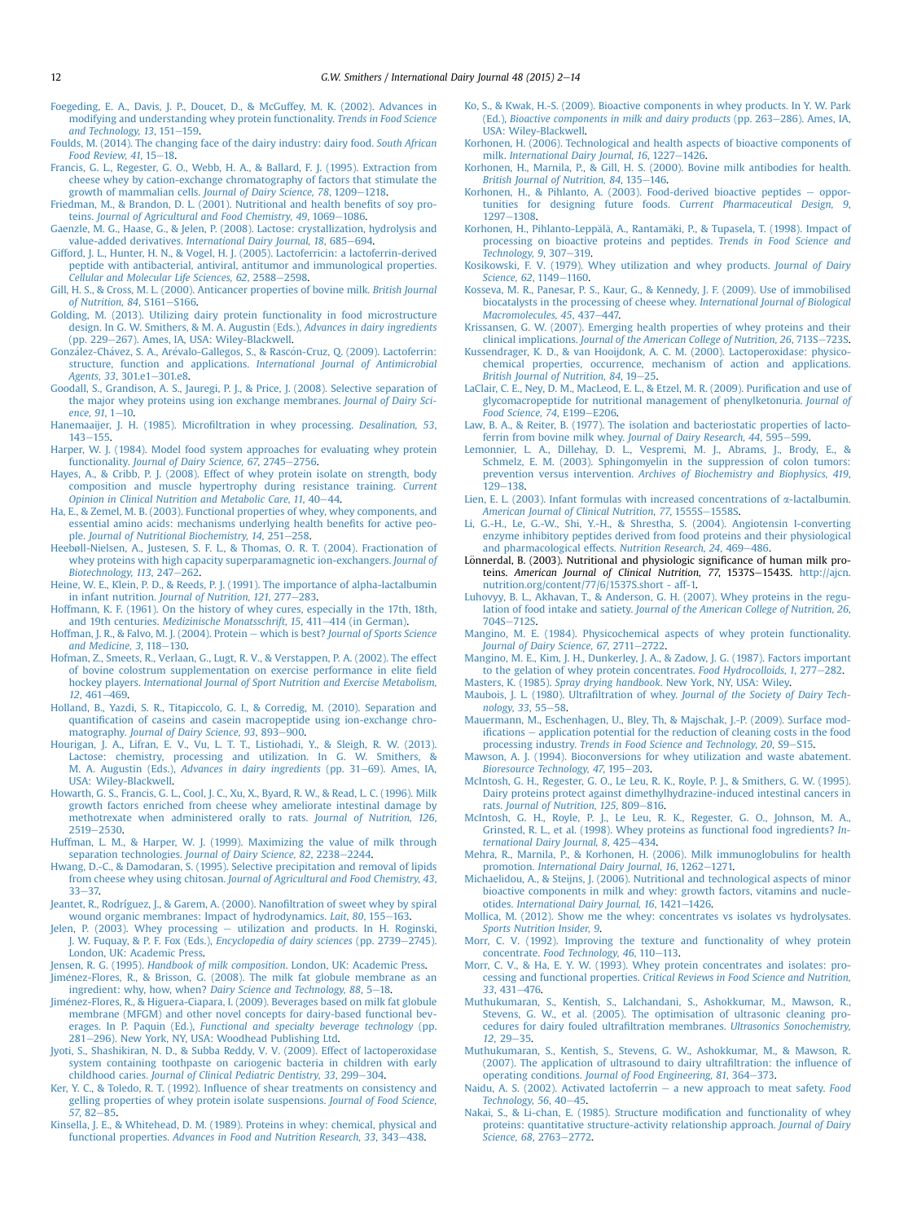Foegeding, E. A., Davis, J. P., Doucet, D., & McGuffey, M. K. (2002). Advances in modifying and understanding whey protein functionality. *Trends in Food Science and Technology, 13*, 151–159.

Foulds, M. (2014). The changing face of the dairy industry: dairy food. *South African Food Review, 41*, 15–18.

Francis, G. L., Regester, G. O., Webb, H. A., & Ballard, F. J. (1995). Extraction from cheese whey by cation-exchange chromatography of factors that stimulate the growth of mammalian cells. *Journal of Dairy Science, 78*, 1209–1218.

Friedman, M., & Brandon, D. L. (2001). Nutritional and health benefits of soy proteins. *Journal of Agricultural and Food Chemistry, 49*, 1069–1086.

Gaenzle, M. G., Haase, G., & Jelen, P. (2008). Lactose: crystallization, hydrolysis and value-added derivatives. *International Dairy Journal, 18*, 685–694.

Gifford, J. L., Hunter, H. N., & Vogel, H. J. (2005). Lactoferricin: a lactoferrin-derived peptide with antibacterial, antiviral, antitumor and immunological properties. *Cellular and Molecular Life Sciences, 62*, 2588–2598.

Gill, H. S., & Cross, M. L. (2000). Anticancer properties of bovine milk. *British Journal of Nutrition, 84*, S161–S166.

Golding, M. (2013). Utilizing dairy protein functionality in food microstructure design. In G. W. Smithers, & M. A. Augustin (Eds.), *Advances in dairy ingredients* (pp. 229–267). Ames, IA, USA: Wiley-Blackwell.

González-Chávez, S. A., Arévalo-Gallegos, S., & Rascón-Cruz, Q. (2009). Lactoferrin: structure, function and applications. *International Journal of Antimicrobial Agents, 33*, 301.e1–301.e8.

Goodall, S., Grandison, A. S., Jauregi, P. J., & Price, J. (2008). Selective separation of the major whey proteins using ion exchange membranes. *Journal of Dairy Science, 91*, 1–10.

Hanemaaijer, J. H. (1985). Microfiltration in whey processing. *Desalination, 53*, 143–155.

Harper, W. J. (1984). Model food system approaches for evaluating whey protein functionality. *Journal of Dairy Science, 67*, 2745–2756.

Hayes, A., & Cribb, P. J. (2008). Effect of whey protein isolate on strength, body composition and muscle hypertrophy during resistance training. *Current Opinion in Clinical Nutrition and Metabolic Care, 11*, 40–44.

Ha, E., & Zemel, M. B. (2003). Functional properties of whey, whey components, and essential amino acids: mechanisms underlying health benefits for active people. *Journal of Nutritional Biochemistry, 14*, 251–258.

Heebøll-Nielsen, A., Justesen, S. F. L., & Thomas, O. R. T. (2004). Fractionation of whey proteins with high capacity superparamagnetic ion-exchangers. *Journal of Biotechnology, 113*, 247–262.

Heine, W. E., Klein, P. D., & Reeds, P. J. (1991). The importance of alpha-lactalbumin in infant nutrition. *Journal of Nutrition, 121*, 277–283.

Hoffmann, K. F. (1961). On the history of whey cures, especially in the 17th, 18th, and 19th centuries. *Medizinische Monatsschrift, 15*, 411–414 (in German).

Hoffman, J. R., & Falvo, M. J. (2004). Protein – which is best? *Journal of Sports Science and Medicine, 3*, 118–130.

Hofman, Z., Smeets, R., Verlaan, G., Lugt, R. V., & Verstappen, P. A. (2002). The effect of bovine colostrum supplementation on exercise performance in elite field hockey players. *International Journal of Sport Nutrition and Exercise Metabolism, 12*, 461–469.

Holland, B., Yazdi, S. R., Titapiccolo, G. I., & Corredig, M. (2010). Separation and quantification of caseins and casein macropeptide using ion-exchange chromatography. *Journal of Dairy Science, 93*, 893–900.

Hourigan, J. A., Lifran, E. V., Vu, L. T. T., Listiohadi, Y., & Sleigh, R. W. (2013). Lactose: chemistry, processing and utilization. In G. W. Smithers, & M. A. Augustin (Eds.), *Advances in dairy ingredients* (pp. 31–69). Ames, IA, USA: Wiley-Blackwell.

Howarth, G. S., Francis, G. L., Cool, J. C., Xu, X., Byard, R. W., & Read, L. C. (1996). Milk growth factors enriched from cheese whey ameliorate intestinal damage by methotrexate when administered orally to rats. *Journal of Nutrition, 126*, 2519–2530.

Huffman, L. M., & Harper, W. J. (1999). Maximizing the value of milk through separation technologies. *Journal of Dairy Science, 82*, 2238–2244.

Hwang, D.-C., & Damodaran, S. (1995). Selective precipitation and removal of lipids from cheese whey using chitosan. *Journal of Agricultural and Food Chemistry, 43*, 33–37.

Jeantet, R., Rodríguez, J., & Garem, A. (2000). Nanofiltration of sweet whey by spiral wound organic membranes: Impact of hydrodynamics. *Lait, 80*, 155–163.

Jelen, P. (2003). Whey processing – utilization and products. In H. Roginski, J. W. Fuquay, & P. F. Fox (Eds.), *Encyclopedia of dairy sciences* (pp. 2739–2745). London, UK: Academic Press.

Jensen, R. G. (1995). *Handbook of milk composition*. London, UK: Academic Press.

Jiménez-Flores, R., & Brisson, G. (2008). The milk fat globule membrane as an ingredient: why, how, when? *Dairy Science and Technology, 88*, 5–18.

Jiménez-Flores, R., & Higuera-Ciapara, I. (2009). Beverages based on milk fat globule membrane (MFGM) and other novel concepts for dairy-based functional beverages. In P. Paquin (Ed.), *Functional and specialty beverage technology* (pp. 281–296). New York, NY, USA: Woodhead Publishing Ltd.

Jyoti, S., Shashikiran, N. D., & Subba Reddy, V. V. (2009). Effect of lactoperoxidase system containing toothpaste on cariogenic bacteria in children with early childhood caries. *Journal of Clinical Pediatric Dentistry, 33*, 299–304.

Ker, Y. C., & Toledo, R. T. (1992). Influence of shear treatments on consistency and gelling properties of whey protein isolate suspensions. *Journal of Food Science, 57*, 82–85.

Kinsella, J. E., & Whitehead, D. M. (1989). Proteins in whey: chemical, physical and functional properties. *Advances in Food and Nutrition Research, 33*, 343–438.

Ko, S., & Kwak, H.-S. (2009). Bioactive components in whey products. In Y. W. Park (Ed.), *Bioactive components in milk and dairy products* (pp. 263–286). Ames, IA, USA: Wiley-Blackwell.

Korhonen, H. (2006). Technological and health aspects of bioactive components of milk. *International Dairy Journal, 16*, 1227–1426.

Korhonen, H., Marnila, P., & Gill, H. S. (2000). Bovine milk antibodies for health. *British Journal of Nutrition, 84*, 135–146.

Korhonen, H., & Pihlanto, A. (2003). Food-derived bioactive peptides – opportunities for designing future foods. *Current Pharmaceutical Design, 9*, 1297–1308.

Korhonen, H., Pihlanto-Leppälä, A., Rantamäki, P., & Tupasela, T. (1998). Impact of processing on bioactive proteins and peptides. *Trends in Food Science and Technology, 9*, 307–319.

Kosikowski, F. V. (1979). Whey utilization and whey products. *Journal of Dairy Science, 62*, 1149–1160.

Kosseva, M. R., Panesar, P. S., Kaur, G., & Kennedy, J. F. (2009). Use of immobilised biocatalysts in the processing of cheese whey. *International Journal of Biological Macromolecules, 45*, 437–447.

Krissansen, G. W. (2007). Emerging health properties of whey proteins and their clinical implications. *Journal of the American College of Nutrition, 26*, 713S–723S.

Kussendrager, K. D., & van Hooijdonk, A. C. M. (2000). Lactoperoxidase: physico-chemical properties, occurrence, mechanism of action and applications. *British Journal of Nutrition, 84*, 19–25.

LaClair, C. E., Ney, D. M., MacLeod, E. L., & Etzel, M. R. (2009). Purification and use of glycomacropeptide for nutritional management of phenylketonuria. *Journal of Food Science, 74*, E199–E206.

Law, B. A., & Reiter, B. (1977). The isolation and bacteriostatic properties of lactoferrin from bovine milk whey. *Journal of Dairy Research, 44*, 595–599.

Lemonnier, L. A., Dillehay, D. L., Vespremi, M. J., Abrams, J., Brody, E., & Schmelz, E. M. (2003). Sphingomyelin in the suppression of colon tumors: prevention versus intervention. *Archives of Biochemistry and Biophysics, 419*, 129–138.

Lien, E. L. (2003). Infant formulas with increased concentrations of α-lactalbumin. *American Journal of Clinical Nutrition, 77*, 1555S–1558S.

Li, G.-H., Le, G.-W., Shi, Y.-H., & Shrestha, S. (2004). Angiotensin I-converting enzyme inhibitory peptides derived from food proteins and their physiological and pharmacological effects. *Nutrition Research, 24*, 469–486.

Lönnerdal, B. (2003). Nutritional and physiologic significance of human milk proteins. *American Journal of Clinical Nutrition, 77*, 1537S–1543S. http://ajcn.nutrition.org/content/77/6/1537S.short - aff-1.

Luhovyy, B. L., Akhavan, T., & Anderson, G. H. (2007). Whey proteins in the regulation of food intake and satiety. *Journal of the American College of Nutrition, 26*, 704S–712S.

Mangino, M. E. (1984). Physicochemical aspects of whey protein functionality. *Journal of Dairy Science, 67*, 2711–2722.

Mangino, M. E., Kim, J. H., Dunkerley, J. A., & Zadow, J. G. (1987). Factors important to the gelation of whey protein concentrates. *Food Hydrocolloids, 1*, 277–282.

Masters, K. (1985). *Spray drying handbook*. New York, NY, USA: Wiley.

Maubois, J. L. (1980). Ultrafiltration of whey. *Journal of the Society of Dairy Technology, 33*, 55–58.

Mauermann, M., Eschenhagen, U., Bley, Th, & Majschak, J.-P. (2009). Surface modifications – application potential for the reduction of cleaning costs in the food processing industry. *Trends in Food Science and Technology, 20*, S9–S15.

Mawson, A. J. (1994). Bioconversions for whey utilization and waste abatement. *Bioresource Technology, 47*, 195–203.

McIntosh, G. H., Regester, G. O., Le Leu, R. K., Royle, P. J., & Smithers, G. W. (1995). Dairy proteins protect against dimethylhydrazine-induced intestinal cancers in rats. *Journal of Nutrition, 125*, 809–816.

McIntosh, G. H., Royle, P. J., Le Leu, R. K., Regester, G. O., Johnson, M. A., Grinsted, R. L., et al. (1998). Whey proteins as functional food ingredients? *International Dairy Journal, 8*, 425–434.

Mehra, R., Marnila, P., & Korhonen, H. (2006). Milk immunoglobulins for health promotion. *International Dairy Journal, 16*, 1262–1271.

Michaelidou, A., & Steijns, J. (2006). Nutritional and technological aspects of minor bioactive components in milk and whey: growth factors, vitamins and nucleotides. *International Dairy Journal, 16*, 1421–1426.

Mollica, M. (2012). Show me the whey: concentrates vs isolates vs hydrolysates. *Sports Nutrition Insider, 9*.

Morr, C. V. (1992). Improving the texture and functionality of whey protein concentrate. *Food Technology, 46*, 110–113.

Morr, C. V., & Ha, E. Y. W. (1993). Whey protein concentrates and isolates: processing and functional properties. *Critical Reviews in Food Science and Nutrition, 33*, 431–476.

Muthukumaran, S., Kentish, S., Lalchandani, S., Ashokkumar, M., Mawson, R., Stevens, G. W., et al. (2005). The optimisation of ultrasonic cleaning procedures for dairy fouled ultrafiltration membranes. *Ultrasonics Sonochemistry, 12*, 29–35.

Muthukumaran, S., Kentish, S., Stevens, G. W., Ashokkumar, M., & Mawson, R. (2007). The application of ultrasound to dairy ultrafiltration: the influence of operating conditions. *Journal of Food Engineering, 81*, 364–373.

Naidu, A. S. (2002). Activated lactoferrin – a new approach to meat safety. *Food Technology, 56*, 40–45.

Nakai, S., & Li-chan, E. (1985). Structure modification and functionality of whey proteins: quantitative structure-activity relationship approach. *Journal of Dairy Science, 68*, 2763–2772.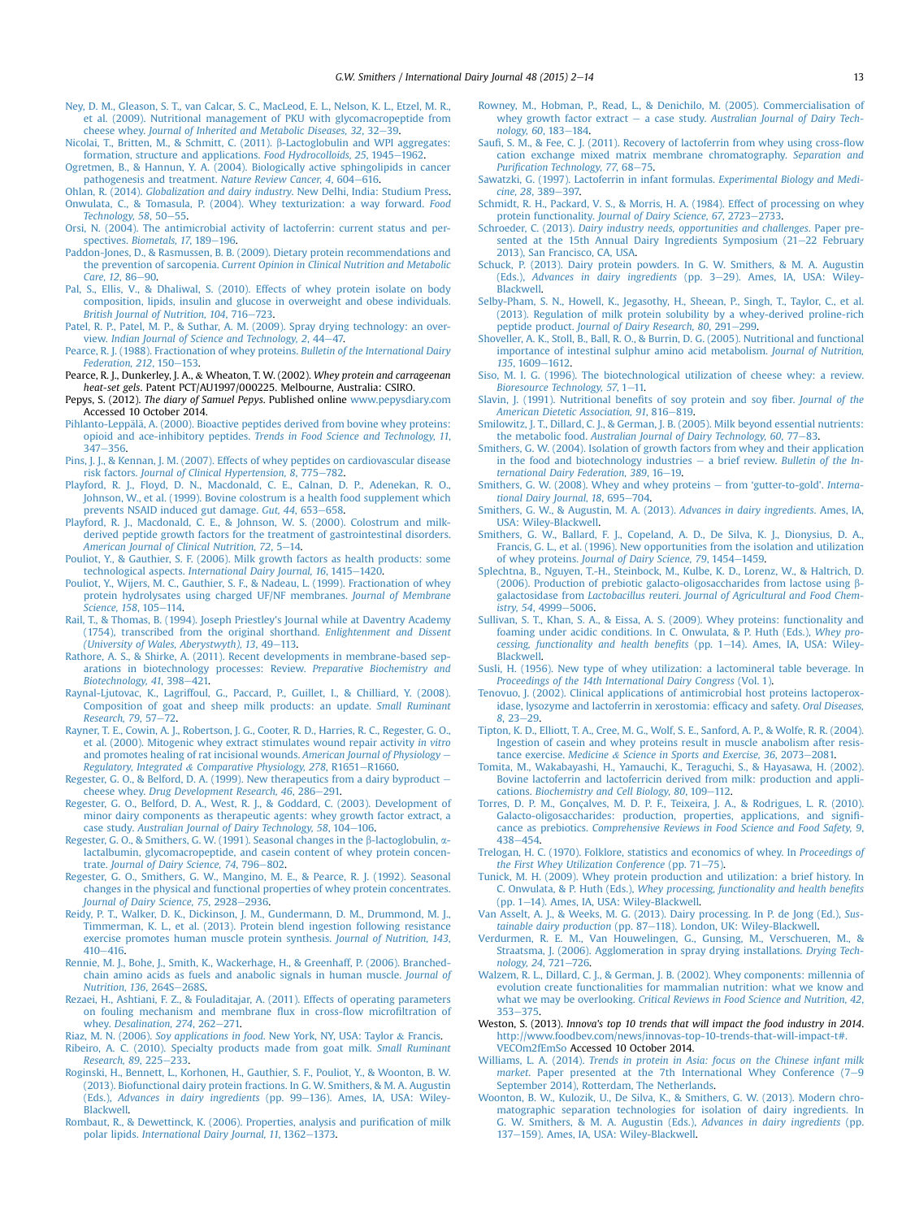Ney, D. M., Gleason, S. T., van Calcar, S. C., MacLeod, E. L., Nelson, K. L., Etzel, M. R., et al. (2009). Nutritional management of PKU with glycomacropeptide from cheese whey. *Journal of Inherited and Metabolic Diseases, 32*, 32–39.

Nicolai, T., Britten, M., & Schmitt, C. (2011). β-Lactoglobulin and WPI aggregates: formation, structure and applications. *Food Hydrocolloids, 25*, 1945–1962.

Ogretmen, B., & Hannun, Y. A. (2004). Biologically active sphingolipids in cancer pathogenesis and treatment. *Nature Review Cancer, 4*, 604–616.

Ohlan, R. (2014). *Globalization and dairy industry*. New Delhi, India: Studium Press.

Onwulata, C., & Tomasula, P. (2004). Whey texturization: a way forward. *Food Technology, 58*, 50–55.

Orsi, N. (2004). The antimicrobial activity of lactoferrin: current status and perspectives. *Biometals, 17*, 189–196.

Paddon-Jones, D., & Rasmussen, B. B. (2009). Dietary protein recommendations and the prevention of sarcopenia. *Current Opinion in Clinical Nutrition and Metabolic Care, 12*, 86–90.

Pal, S., Ellis, V., & Dhaliwal, S. (2010). Effects of whey protein isolate on body composition, lipids, insulin and glucose in overweight and obese individuals. *British Journal of Nutrition, 104*, 716–723.

Patel, R. P., Patel, M. P., & Suthar, A. M. (2009). Spray drying technology: an overview. *Indian Journal of Science and Technology, 2*, 44–47.

Pearce, R. J. (1988). Fractionation of whey proteins. *Bulletin of the International Dairy Federation, 212*, 150–153.

Pearce, R. J., Dunkerley, J. A., & Wheaton, T. W. (2002). *Whey protein and carrageenan heat-set gels*. Patent PCT/AU1997/000225. Melbourne, Australia: CSIRO.

Pepys, S. (2012). *The diary of Samuel Pepys*. Published online www.pepysdiary.com Accessed 10 October 2014.

Pihlanto-Leppälä, A. (2000). Bioactive peptides derived from bovine whey proteins: opioid and ace-inhibitory peptides. *Trends in Food Science and Technology, 11*, 347–356.

Pins, J. J., & Kennan, J. M. (2007). Effects of whey peptides on cardiovascular disease risk factors. *Journal of Clinical Hypertension, 8*, 775–782.

Playford, R. J., Floyd, D. N., Macdonald, C. E., Calnan, D. P., Adenekan, R. O., Johnson, W., et al. (1999). Bovine colostrum is a health food supplement which prevents NSAID induced gut damage. *Gut, 44*, 653–658.

Playford, R. J., Macdonald, C. E., & Johnson, W. S. (2000). Colostrum and milk-derived peptide growth factors for the treatment of gastrointestinal disorders. *American Journal of Clinical Nutrition, 72*, 5–14.

Pouliot, Y., & Gauthier, S. F. (2006). Milk growth factors as health products: some technological aspects. *International Dairy Journal, 16*, 1415–1420.

Pouliot, Y., Wijers, M. C., Gauthier, S. F., & Nadeau, L. (1999). Fractionation of whey protein hydrolysates using charged UF/NF membranes. *Journal of Membrane Science, 158*, 105–114.

Rail, T., & Thomas, B. (1994). Joseph Priestley's Journal while at Daventry Academy (1754), transcribed from the original shorthand. *Enlightenment and Dissent (University of Wales, Aberystwyth), 13*, 49–113.

Rathore, A. S., & Shirke, A. (2011). Recent developments in membrane-based separations in biotechnology processes: Review. *Preparative Biochemistry and Biotechnology, 41*, 398–421.

Raynal-Ljutovac, K., Lagriffoul, G., Paccard, P., Guillet, I., & Chilliard, Y. (2008). Composition of goat and sheep milk products: an update. *Small Ruminant Research, 79*, 57–72.

Rayner, T. E., Cowin, A. J., Robertson, J. G., Cooter, R. D., Harries, R. C., Regester, G. O., et al. (2000). Mitogenic whey extract stimulates wound repair activity *in vitro* and promotes healing of rat incisional wounds. *American Journal of Physiology – Regulatory, Integrated & Comparative Physiology, 278*, R1651–R1660.

Regester, G. O., & Belford, D. A. (1999). New therapeutics from a dairy byproduct – cheese whey. *Drug Development Research, 46*, 286–291.

Regester, G. O., Belford, D. A., West, R. J., & Goddard, C. (2003). Development of minor dairy components as therapeutic agents: whey growth factor extract, a case study. *Australian Journal of Dairy Technology, 58*, 104–106.

Regester, G. O., & Smithers, G. W. (1991). Seasonal changes in the β-lactoglobulin, α-lactalbumin, glycomacropeptide, and casein content of whey protein concentrate. *Journal of Dairy Science, 74*, 796–802.

Regester, G. O., Smithers, G. W., Mangino, M. E., & Pearce, R. J. (1992). Seasonal changes in the physical and functional properties of whey protein concentrates. *Journal of Dairy Science, 75*, 2928–2936.

Reidy, P. T., Walker, D. K., Dickinson, J. M., Gundermann, D. M., Drummond, M. J., Timmerman, K. L., et al. (2013). Protein blend ingestion following resistance exercise promotes human muscle protein synthesis. *Journal of Nutrition, 143*, 410–416.

Rennie, M. J., Bohe, J., Smith, K., Wackerhage, H., & Greenhaff, P. (2006). Branched-chain amino acids as fuels and anabolic signals in human muscle. *Journal of Nutrition, 136*, 264S–268S.

Rezaei, H., Ashtiani, F. Z., & Fouladitajar, A. (2011). Effects of operating parameters on fouling mechanism and membrane flux in cross-flow microfiltration of whey. *Desalination, 274*, 262–271.

Riaz, M. N. (2006). *Soy applications in food*. New York, NY, USA: Taylor & Francis.

Ribeiro, A. C. (2010). Specialty products made from goat milk. *Small Ruminant Research, 89*, 225–233.

Roginski, H., Bennett, L., Korhonen, H., Gauthier, S. F., Pouliot, Y., & Woonton, B. W. (2013). Biofunctional dairy protein fractions. In G. W. Smithers, & M. A. Augustin (Eds.), *Advances in dairy ingredients* (pp. 99–136). Ames, IA, USA: Wiley-Blackwell.

Rombaut, R., & Dewettinck, K. (2006). Properties, analysis and purification of milk polar lipids. *International Dairy Journal, 11*, 1362–1373.

Rowney, M., Hobman, P., Read, L., & Denichilo, M. (2005). Commercialisation of whey growth factor extract – a case study. *Australian Journal of Dairy Technology, 60*, 183–184.

Saufi, S. M., & Fee, C. J. (2011). Recovery of lactoferrin from whey using cross-flow cation exchange mixed matrix membrane chromatography. *Separation and Purification Technology, 77*, 68–75.

Sawatzki, G. (1997). Lactoferrin in infant formulas. *Experimental Biology and Medicine, 28*, 389–397.

Schmidt, R. H., Packard, V. S., & Morris, H. A. (1984). Effect of processing on whey protein functionality. *Journal of Dairy Science, 67*, 2723–2733.

Schroeder, C. (2013). *Dairy industry needs, opportunities and challenges*. Paper presented at the 15th Annual Dairy Ingredients Symposium (21–22 February 2013), San Francisco, CA, USA.

Schuck, P. (2013). Dairy protein powders. In G. W. Smithers, & M. A. Augustin (Eds.), *Advances in dairy ingredients* (pp. 3–29). Ames, IA, USA: Wiley-Blackwell.

Selby-Pham, S. N., Howell, K., Jegasothy, H., Sheean, P., Singh, T., Taylor, C., et al. (2013). Regulation of milk protein solubility by a whey-derived proline-rich peptide product. *Journal of Dairy Research, 80*, 291–299.

Shoveller, A. K., Stoll, B., Ball, R. O., & Burrin, D. G. (2005). Nutritional and functional importance of intestinal sulphur amino acid metabolism. *Journal of Nutrition, 135*, 1609–1612.

Siso, M. I. G. (1996). The biotechnological utilization of cheese whey: a review. *Bioresource Technology, 57*, 1–11.

Slavin, J. (1991). Nutritional benefits of soy protein and soy fiber. *Journal of the American Dietetic Association, 91*, 816–819.

Smilowitz, J. T., Dillard, C. J., & German, J. B. (2005). Milk beyond essential nutrients: the metabolic food. *Australian Journal of Dairy Technology, 60*, 77–83.

Smithers, G. W. (2004). Isolation of growth factors from whey and their application in the food and biotechnology industries – a brief review. *Bulletin of the International Dairy Federation, 389*, 16–19.

Smithers, G. W. (2008). Whey and whey proteins – from 'gutter-to-gold'. *International Dairy Journal, 18*, 695–704.

Smithers, G. W., & Augustin, M. A. (2013). *Advances in dairy ingredients*. Ames, IA, USA: Wiley-Blackwell.

Smithers, G. W., Ballard, F. J., Copeland, A. D., De Silva, K. J., Dionysius, D. A., Francis, G. L., et al. (1996). New opportunities from the isolation and utilization of whey proteins. *Journal of Dairy Science, 79*, 1454–1459.

Splechtna, B., Nguyen, T.-H., Steinbock, M., Kulbe, K. D., Lorenz, W., & Haltrich, D. (2006). Production of prebiotic galacto-oligosaccharides from lactose using β-galactosidase from *Lactobacillus reuteri*. *Journal of Agricultural and Food Chemistry, 54*, 4999–5006.

Sullivan, S. T., Khan, S. A., & Eissa, A. S. (2009). Whey proteins: functionality and foaming under acidic conditions. In C. Onwulata, & P. Huth (Eds.), *Whey processing, functionality and health benefits* (pp. 1–14). Ames, IA, USA: Wiley-Blackwell.

Susli, H. (1956). New type of whey utilization: a lactomineral table beverage. In *Proceedings of the 14th International Dairy Congress* (Vol. 1).

Tenovuo, J. (2002). Clinical applications of antimicrobial host proteins lactoperoxidase, lysozyme and lactoferrin in xerostomia: efficacy and safety. *Oral Diseases, 8*, 23–29.

Tipton, K. D., Elliott, T. A., Cree, M. G., Wolf, S. E., Sanford, A. P., & Wolfe, R. R. (2004). Ingestion of casein and whey proteins result in muscle anabolism after resistance exercise. *Medicine & Science in Sports and Exercise, 36*, 2073–2081.

Tomita, M., Wakabayashi, H., Yamauchi, K., Teraguchi, S., & Hayasawa, H. (2002). Bovine lactoferrin and lactoferricin derived from milk: production and applications. *Biochemistry and Cell Biology, 80*, 109–112.

Torres, D. P. M., Gonçalves, M. D. P. F., Teixeira, J. A., & Rodrigues, L. R. (2010). Galacto-oligosaccharides: production, properties, applications, and significance as prebiotics. *Comprehensive Reviews in Food Science and Food Safety, 9*, 438–454.

Trelogan, H. C. (1970). Folklore, statistics and economics of whey. In *Proceedings of the First Whey Utilization Conference* (pp. 71–75).

Tunick, M. H. (2009). Whey protein production and utilization: a brief history. In C. Onwulata, & P. Huth (Eds.), *Whey processing, functionality and health benefits* (pp. 1–14). Ames, IA, USA: Wiley-Blackwell.

Van Asselt, A. J., & Weeks, M. G. (2013). Dairy processing. In P. de Jong (Ed.), *Sustainable dairy production* (pp. 87–118). London, UK: Wiley-Blackwell.

Verdurmen, R. E. M., Van Houwelingen, G., Gunsing, M., Verschueren, M., & Straatsma, J. (2006). Agglomeration in spray drying installations. *Drying Technology, 24*, 721–726.

Walzem, R. L., Dillard, C. J., & German, J. B. (2002). Whey components: millennia of evolution create functionalities for mammalian nutrition: what we know and what we may be overlooking. *Critical Reviews in Food Science and Nutrition, 42*, 353–375.

Weston, S. (2013). *Innova's top 10 trends that will impact the food industry in 2014*. http://www.foodbev.com/news/innovas-top-10-trends-that-will-impact-t#.VECOm2fEmSo Accessed 10 October 2014.

Williams, L. A. (2014). *Trends in protein in Asia: focus on the Chinese infant milk market*. Paper presented at the 7th International Whey Conference (7–9 September 2014), Rotterdam, The Netherlands.

Woonton, B. W., Kulozik, U., De Silva, K., & Smithers, G. W. (2013). Modern chromatographic separation technologies for isolation of dairy ingredients. In G. W. Smithers, & M. A. Augustin (Eds.), *Advances in dairy ingredients* (pp. 137–159). Ames, IA, USA: Wiley-Blackwell.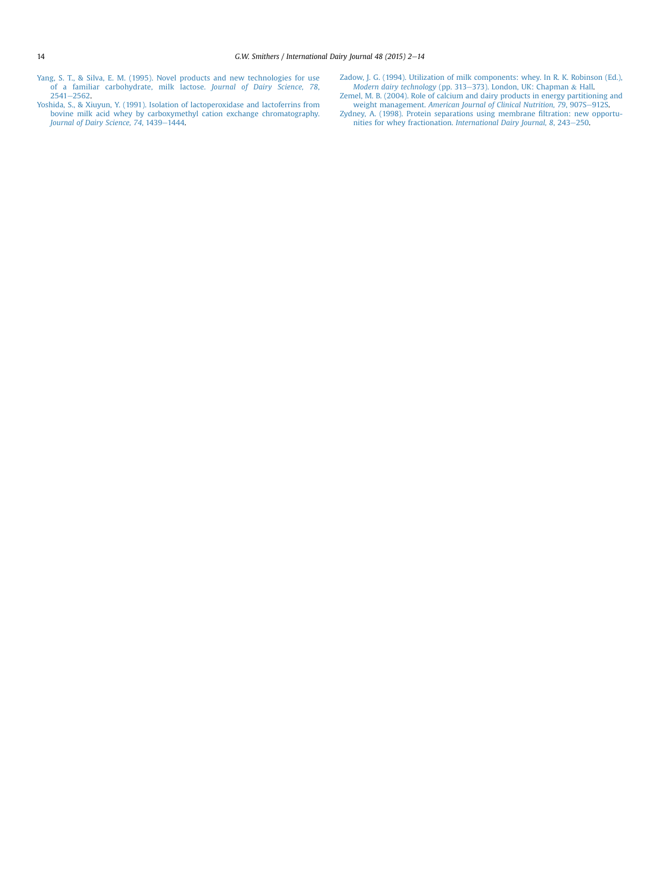Yang, S. T., & Silva, E. M. (1995). Novel products and new technologies for use of a familiar carbohydrate, milk lactose. *Journal of Dairy Science, 78*, 2541–2562.

Yoshida, S., & Xiuyun, Y. (1991). Isolation of lactoperoxidase and lactoferrins from bovine milk acid whey by carboxymethyl cation exchange chromatography. *Journal of Dairy Science, 74*, 1439–1444.

Zadow, J. G. (1994). Utilization of milk components: whey. In R. K. Robinson (Ed.), *Modern dairy technology* (pp. 313–373). London, UK: Chapman & Hall.

Zemel, M. B. (2004). Role of calcium and dairy products in energy partitioning and weight management. *American Journal of Clinical Nutrition, 79*, 907S–912S.

Zydney, A. (1998). Protein separations using membrane filtration: new opportunities for whey fractionation. *International Dairy Journal, 8*, 243–250.